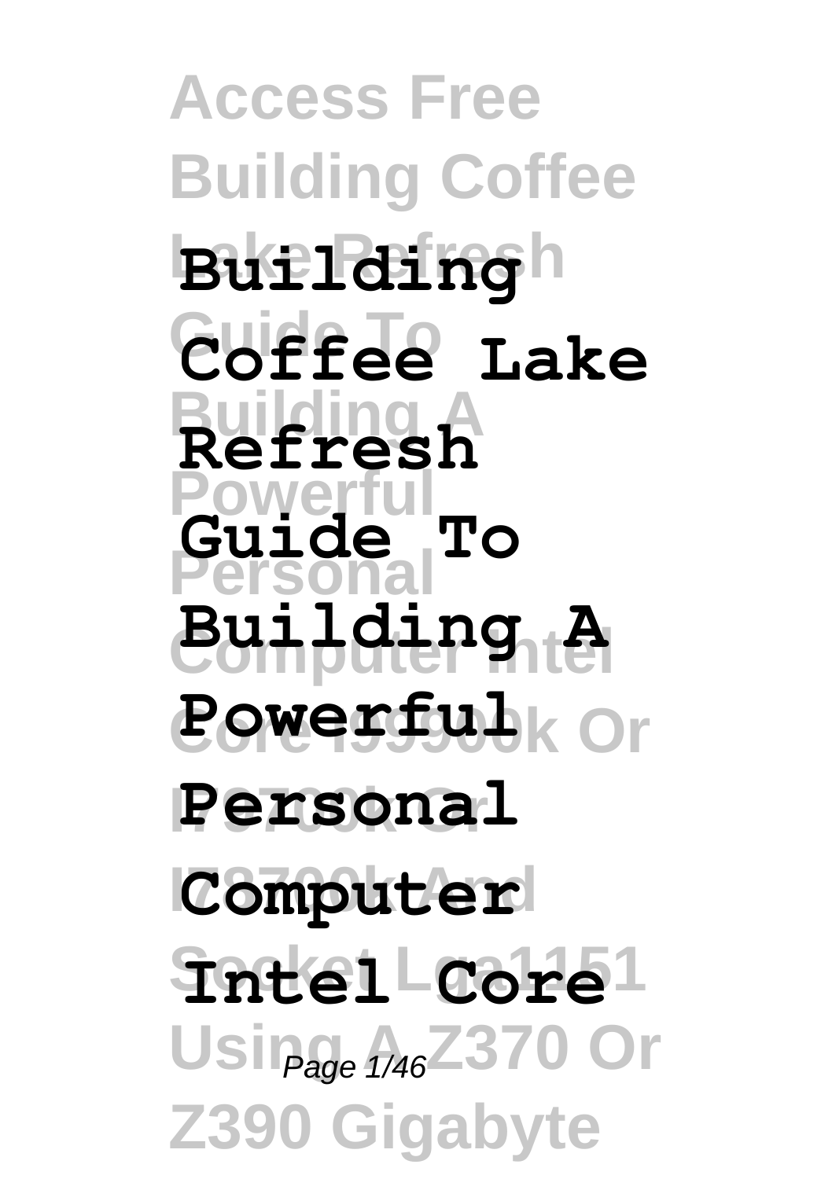# Building Coffee Lake Refresh Guide To Building A Powerful Personal Computer Intel Core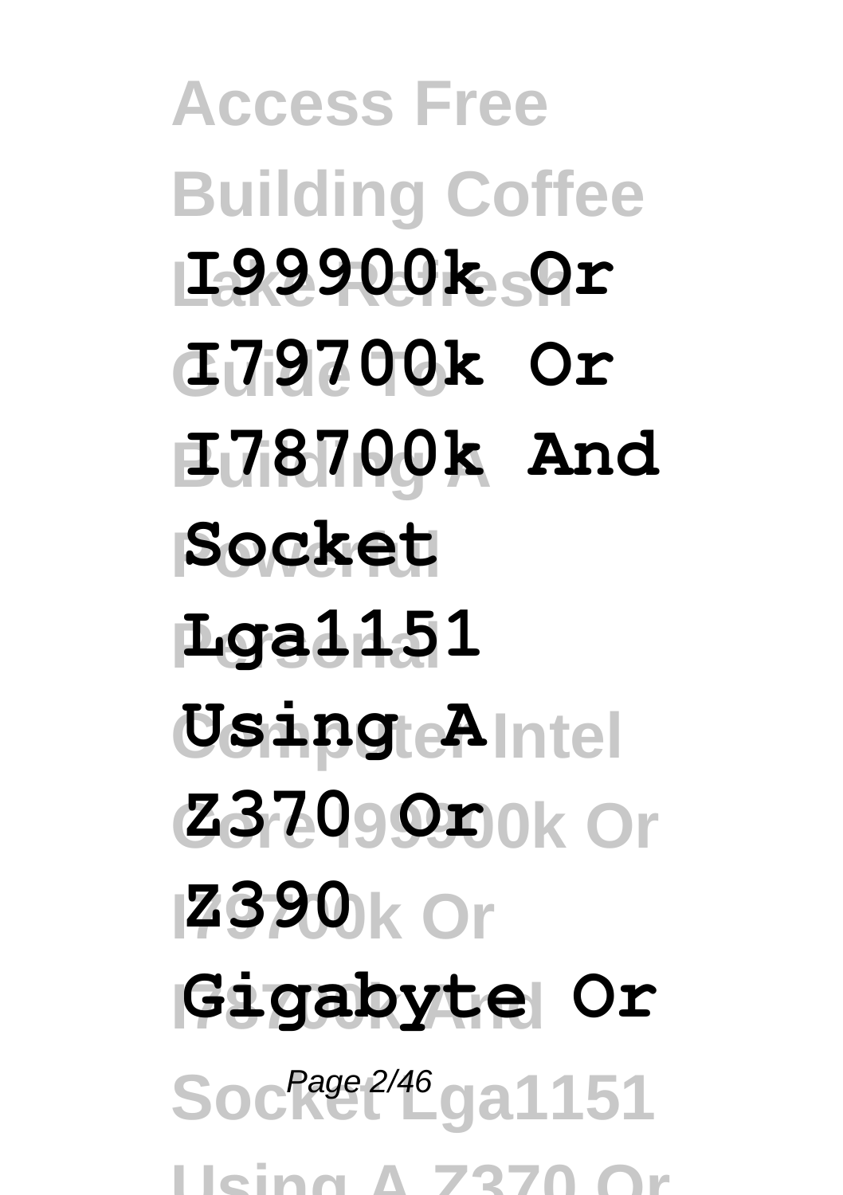**I99900k Or I79700k Or I78700k And Socket Lga1151 Using A Z370 Or Z390 Gigabyte Or**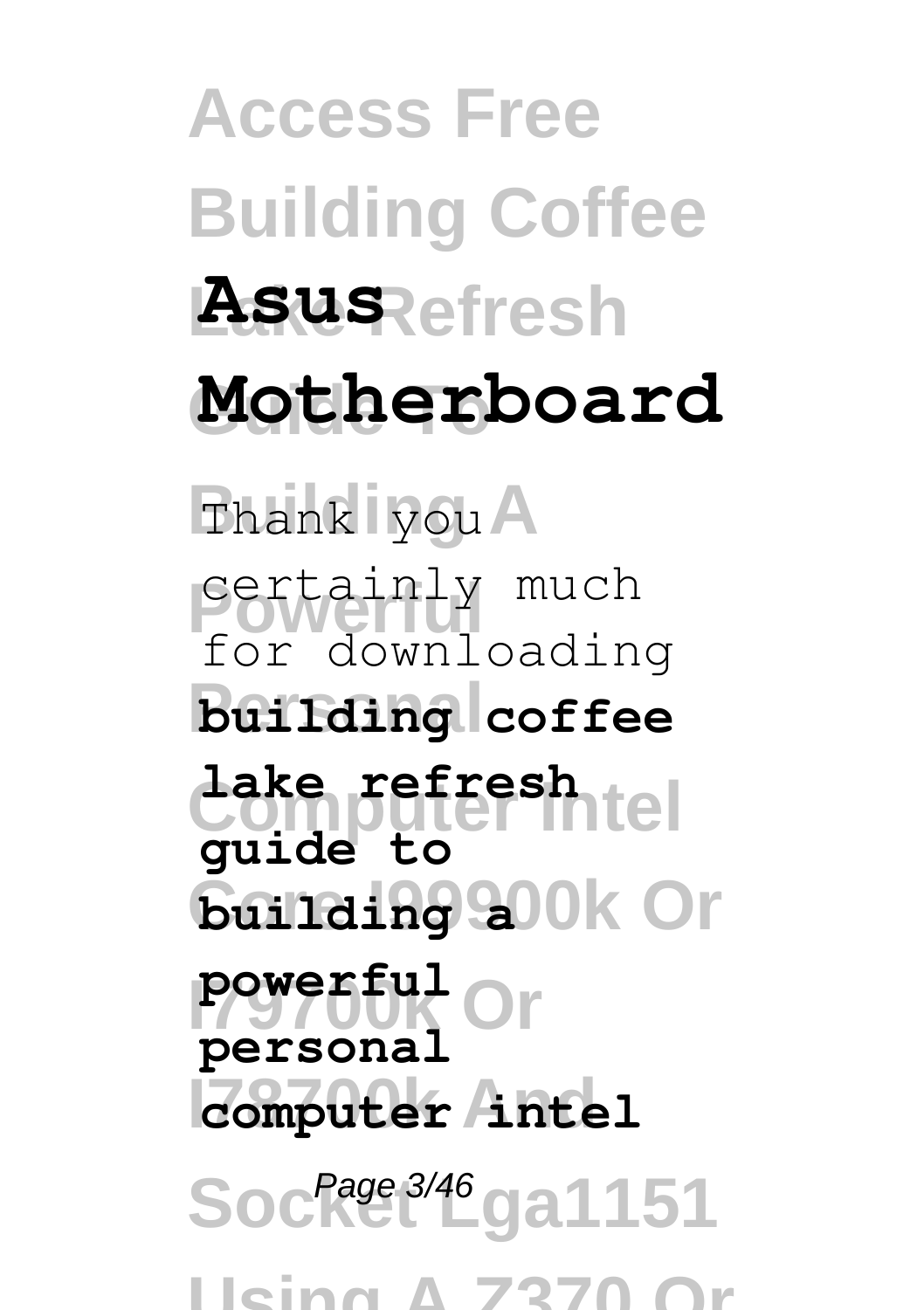# Asus Motherboard

Thank you certainly much for downloading **building coffee lake refresh guide to building a powerful personal computer intel**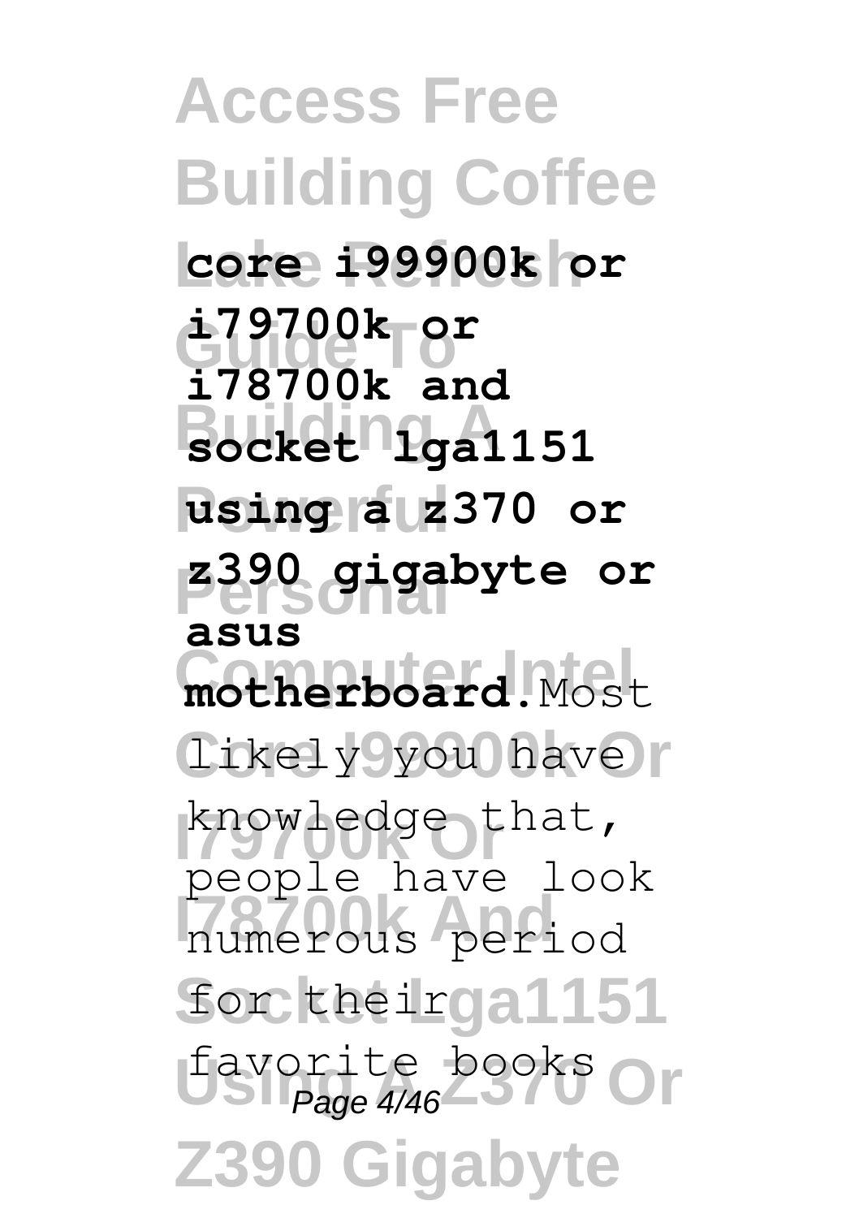**core i99900k or i79700k or i78700k and socket lga1151 using a z370 or z390 gigabyte or asus motherboard**.Most likely you have knowledge that, people have look numerous period for their favorite books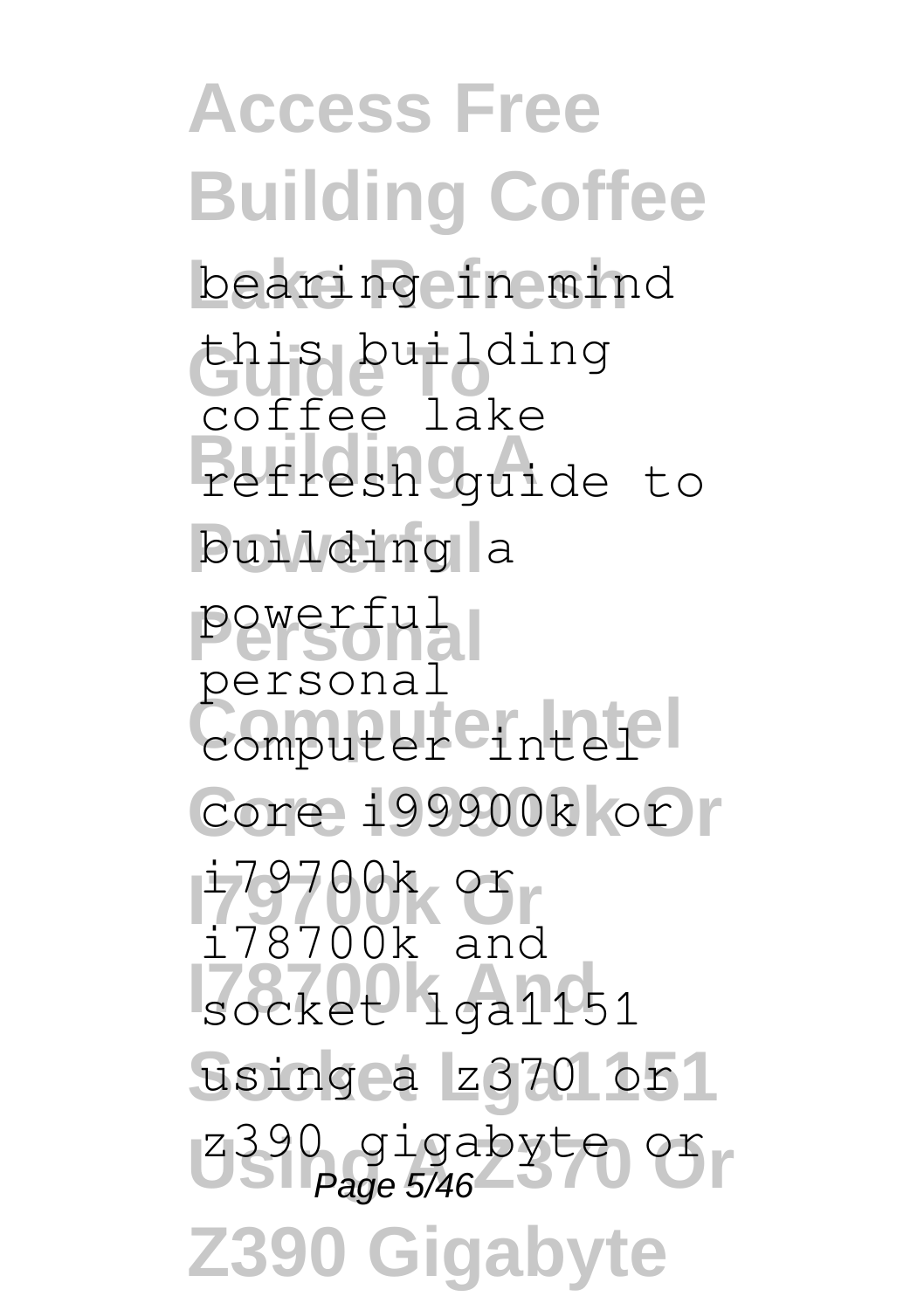bearing in mind this building coffee lake refresh guide to building a powerful personal computer intel core i99900k or i79700k or i78700k and socket lga1151 using a z370 or z390 gigabyte or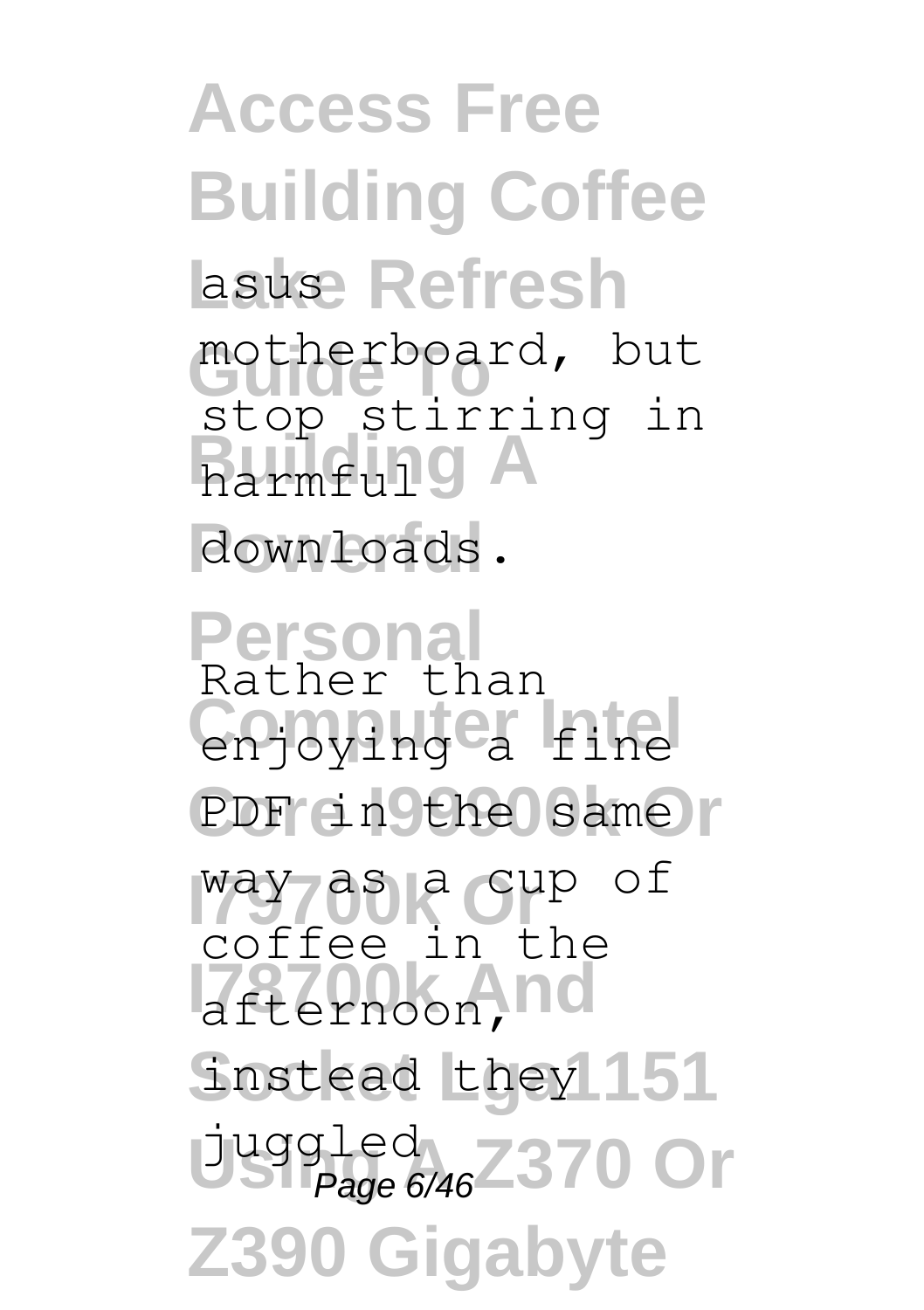asus motherboard, but stop stirring in harmful downloads.

Rather than enjoying a fine PDF in the same way as a cup of coffee in the afternoon, instead they juggled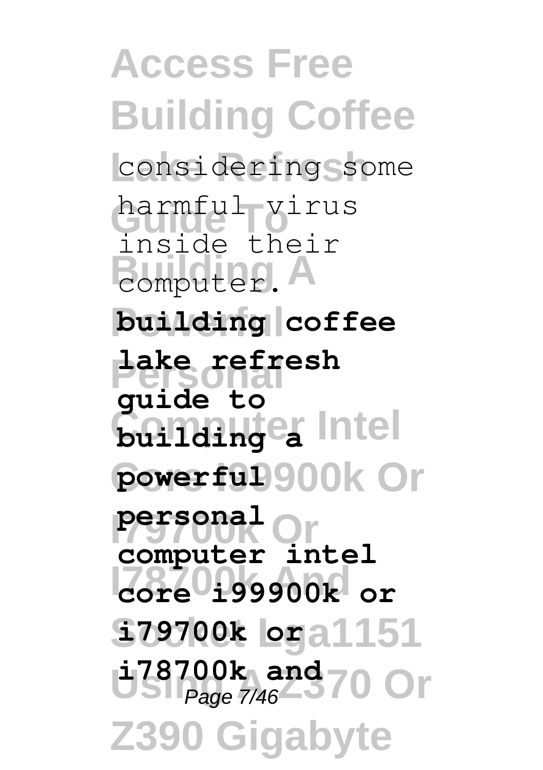considering some harmful virus inside their computer.

**building coffee lake refresh guide to building a powerful personal computer intel core i99900k or i79700k or i78700k and**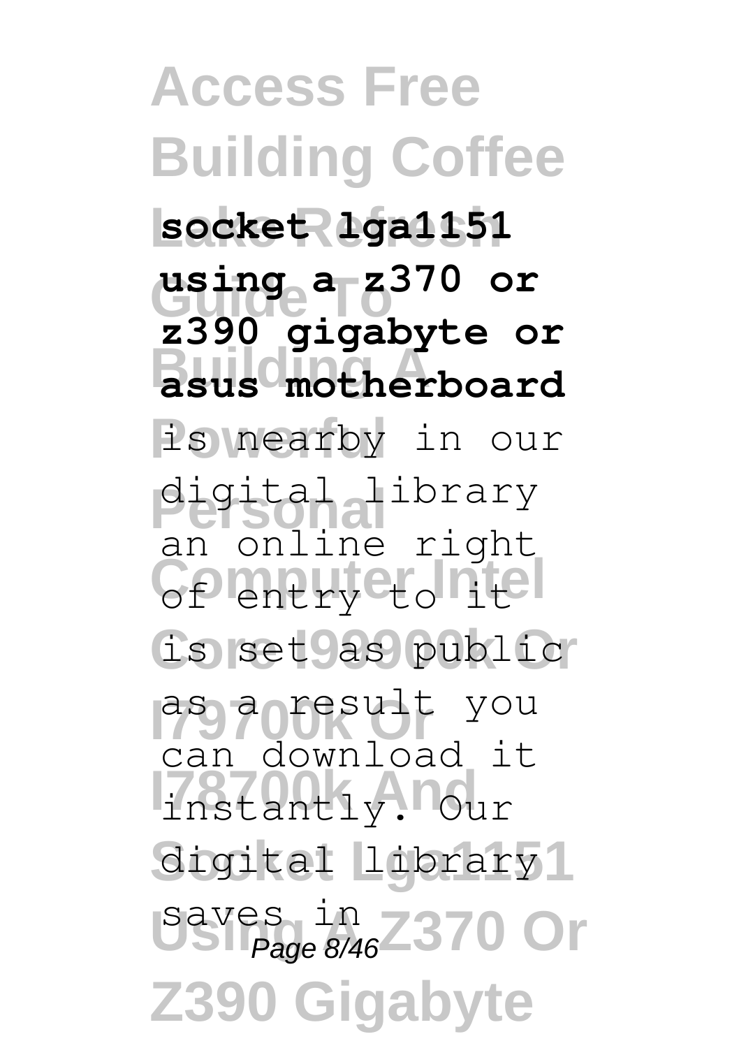**socket lga1151 using a z370 or z390 gigabyte or asus motherboard** is nearby in our digital library an online right of entry to it is set as public as a result you can download it instantly. Our digital library saves in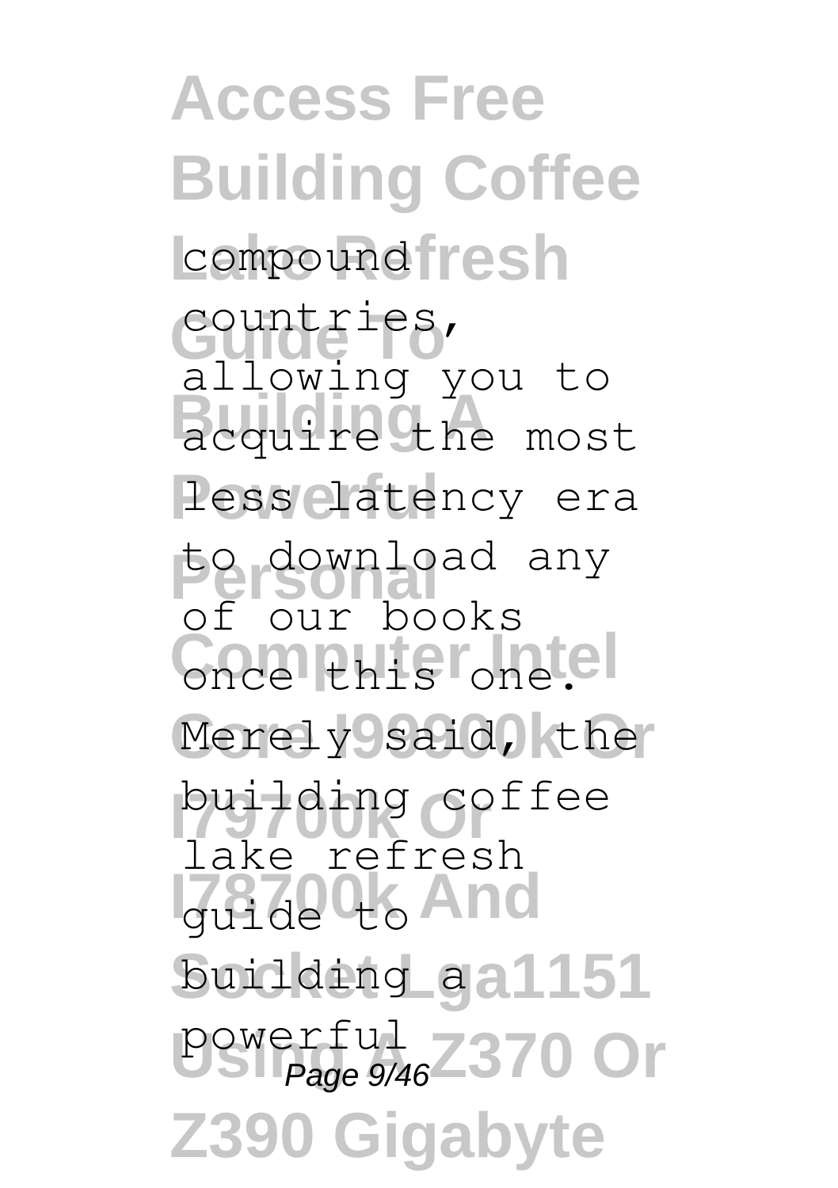compound countries, allowing you to acquire the most less latency era to download any of our books once this one. Merely said, the building coffee lake refresh guide to building a powerful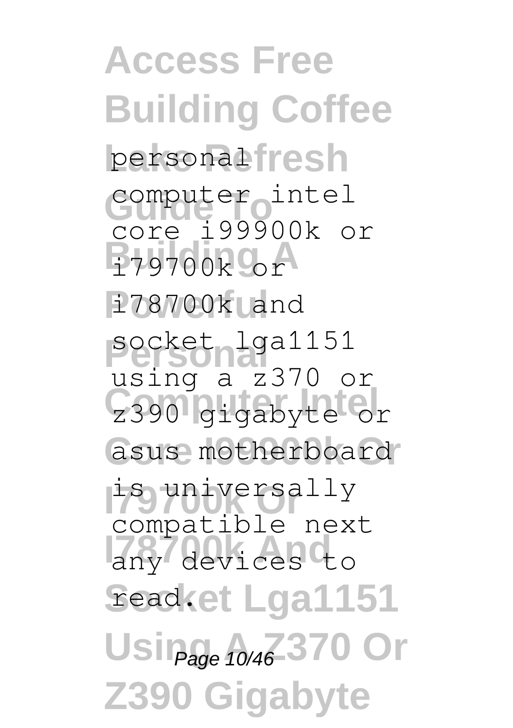personal computer intel core i99900k or i79700k or i78700k and socket lga1151 using a z370 or z390 gigabyte or asus motherboard is universally compatible next any devices to read.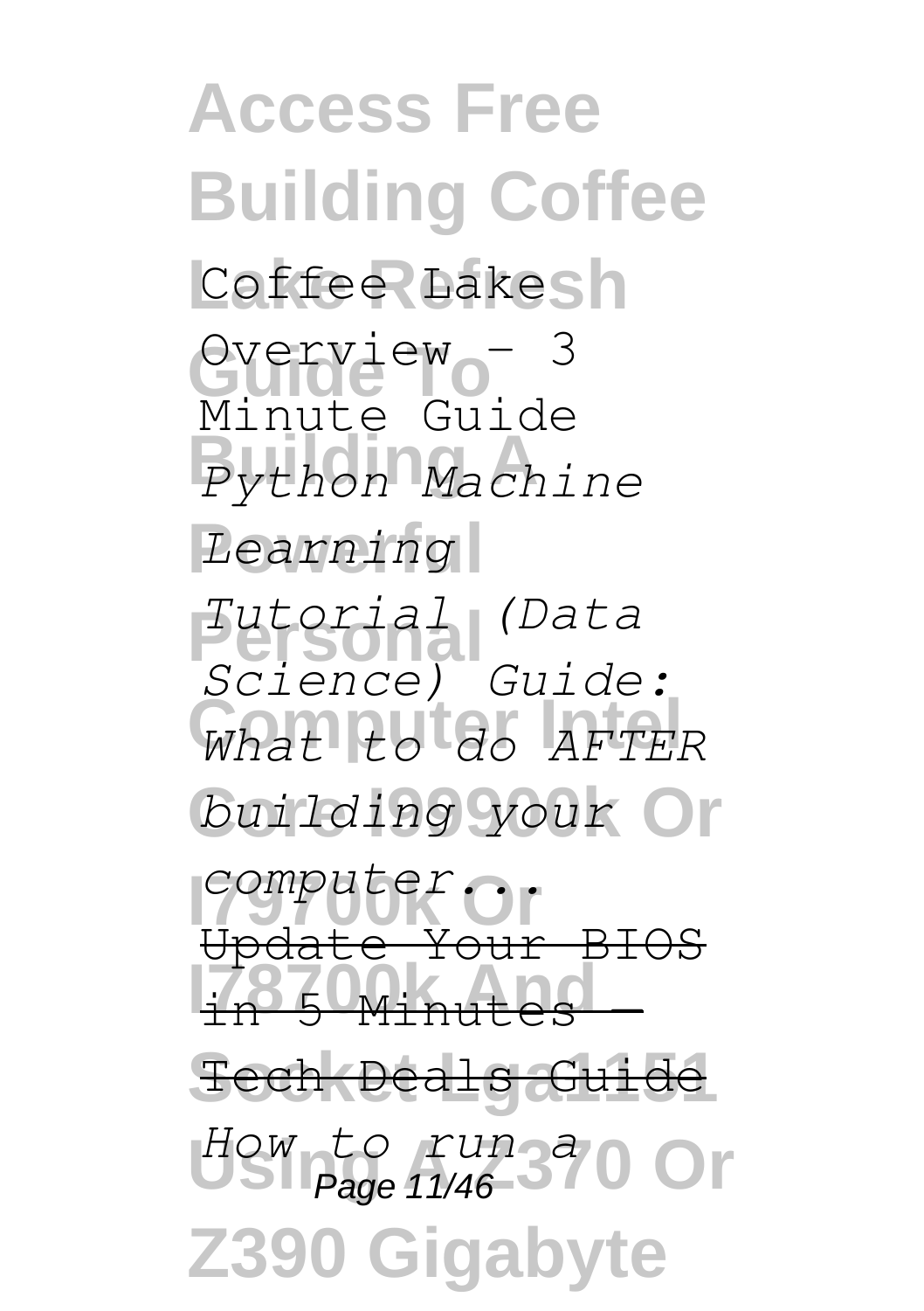Coffee Lake Overview - 3 Minute Guide *Python Machine Learning Tutorial (Data Science) Guide: What to do AFTER building your computer...* ~~Update Your BIOS in 5 Minutes - Tech Deals Guide~~ *How to run a*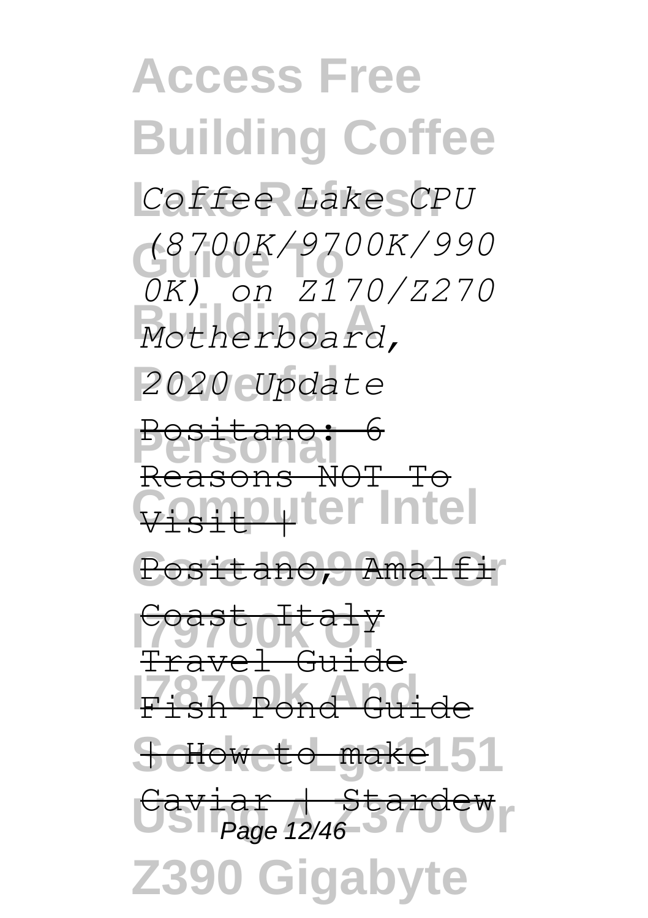*Coffee Lake CPU (8700K/9700K/9900K) on Z170/Z270 Motherboard, 2020 Update*

~~Positano: 6 Reasons NOT To Visit | Positano, Amalfi Coast Italy Travel Guide~~

~~Fish Pond Guide | How to make Caviar | Stardew~~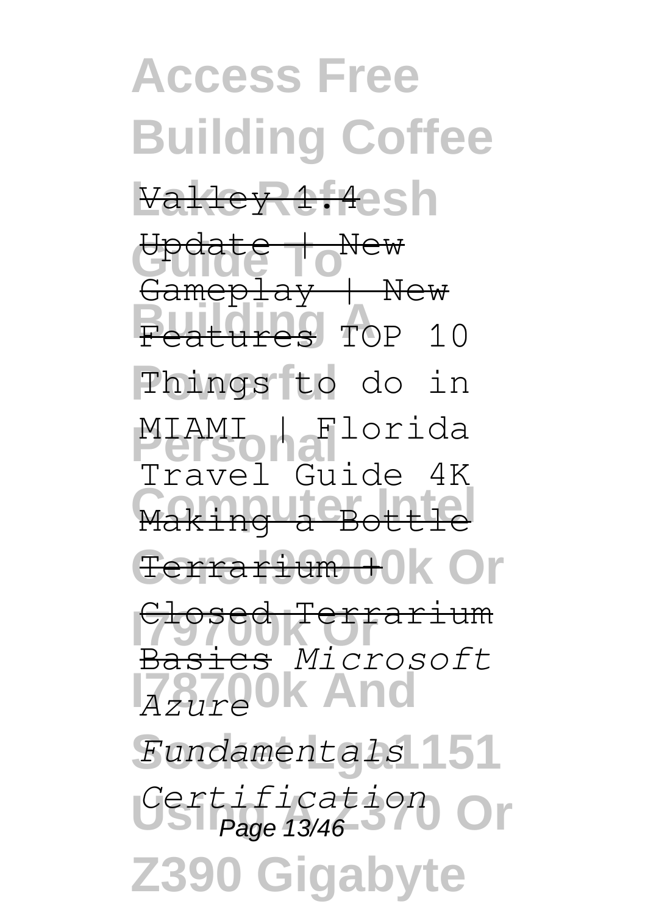~~Valley 1.4~~

~~Update | New Gameplay | New Features~~ TOP 10 Things to do in MIAMI | Florida Travel Guide 4K ~~Making a Bottle Terrarium + Closed Terrarium Basics~~ *Microsoft Azure Fundamentals Certification*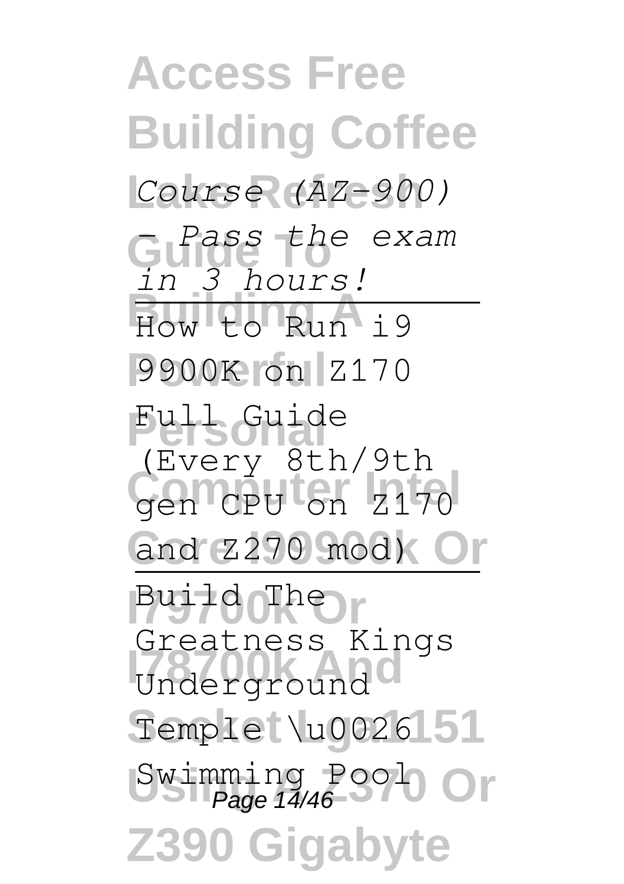*Course (AZ-900) - Pass the exam in 3 hours!*

How to Run i9 9900K on Z170 Full Guide (Every 8th/9th gen CPU on Z170 and Z270 mod)

Build The Greatness Kings Underground Temple \u0026 Swimming Pool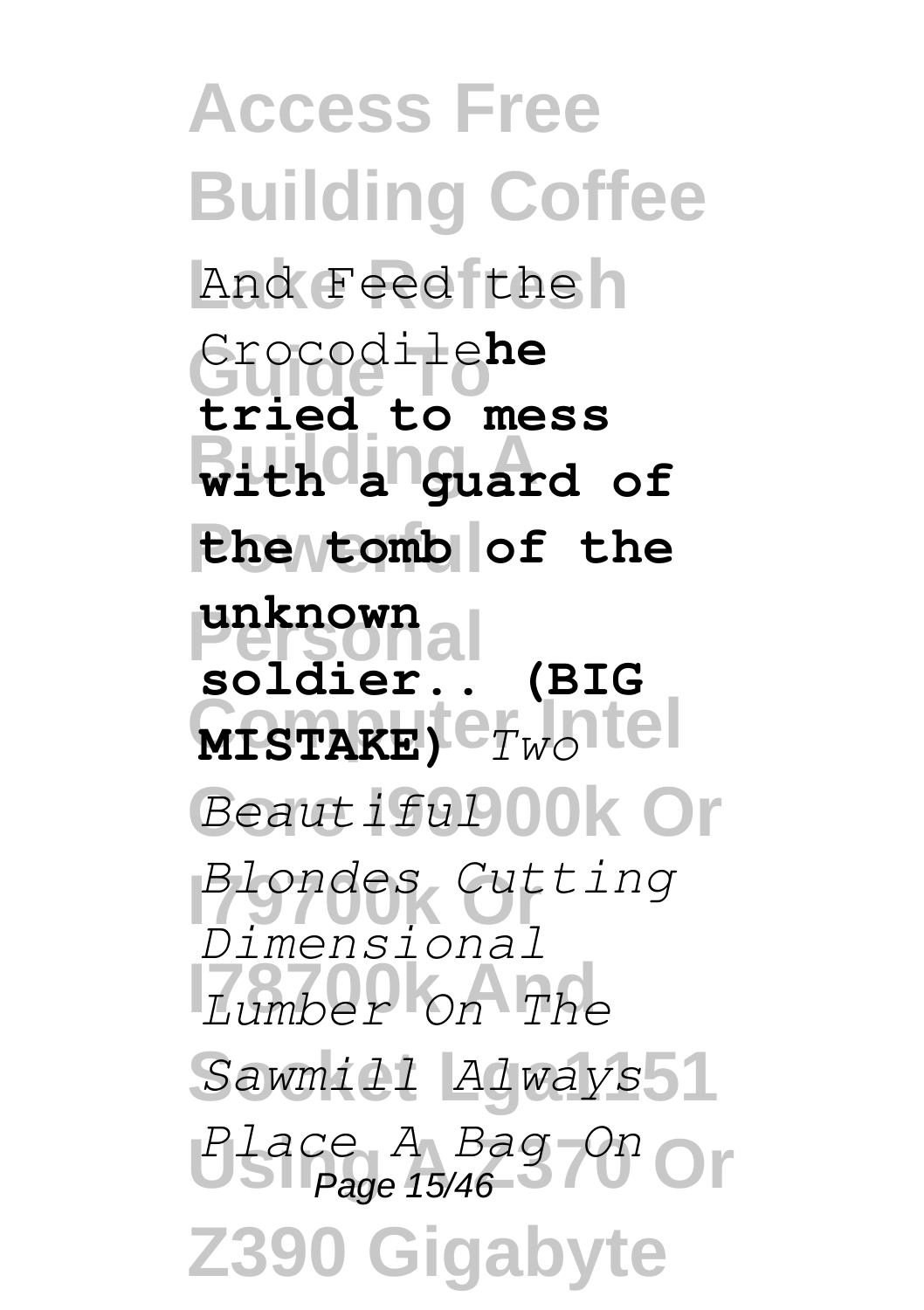And Feed the Crocodile**he tried to mess with a guard of the tomb of the unknown soldier.. (BIG MISTAKE)** *Two Beautiful Blondes Cutting Dimensional Lumber On The Sawmill Always Place A Bag On*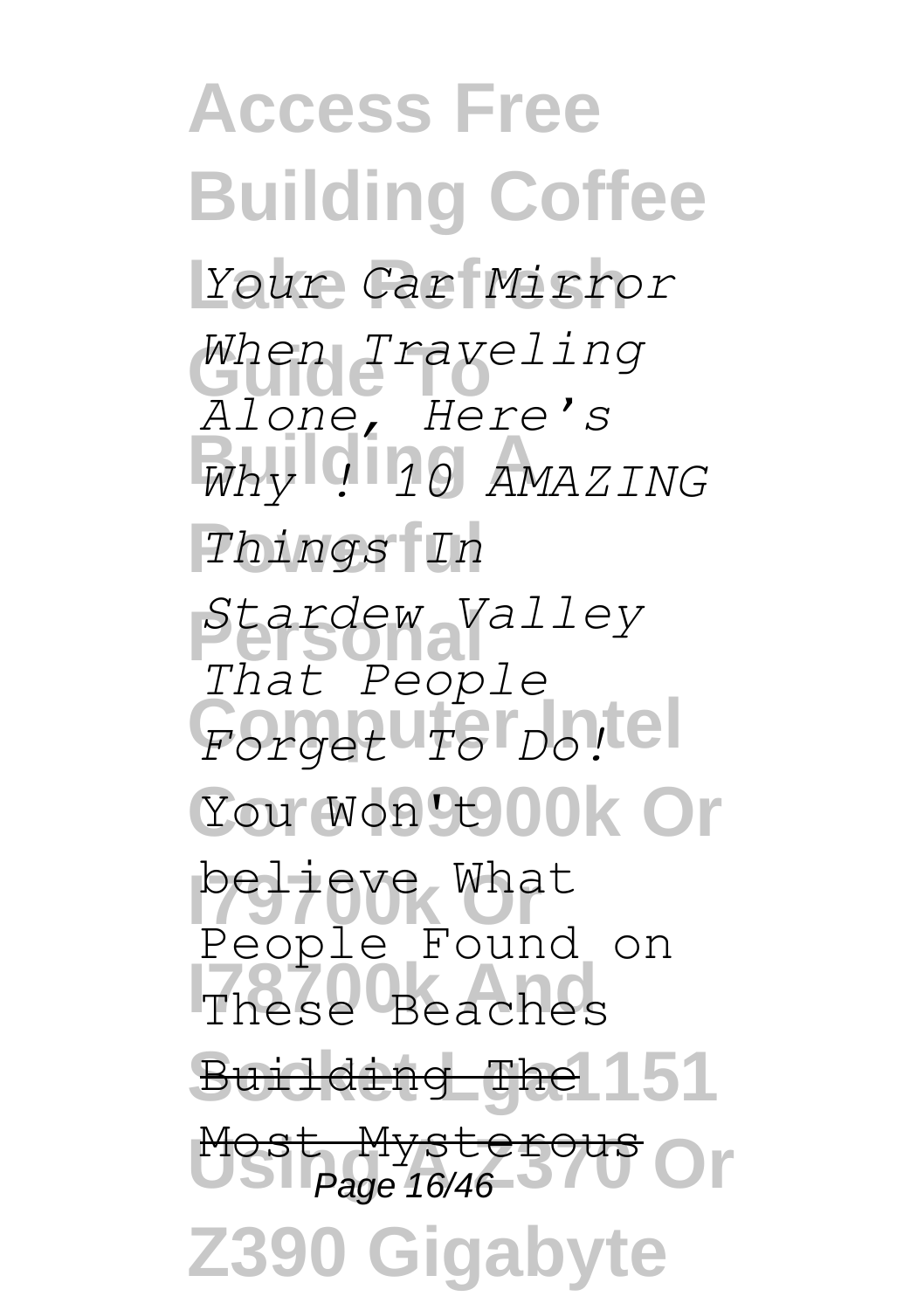*Your Car Mirror When Traveling Alone, Here's Why ! 10 AMAZING Things In Stardew Valley That People Forget To Do!* You Won't believe What People Found on These Beaches ~~Building The Most Mysterous~~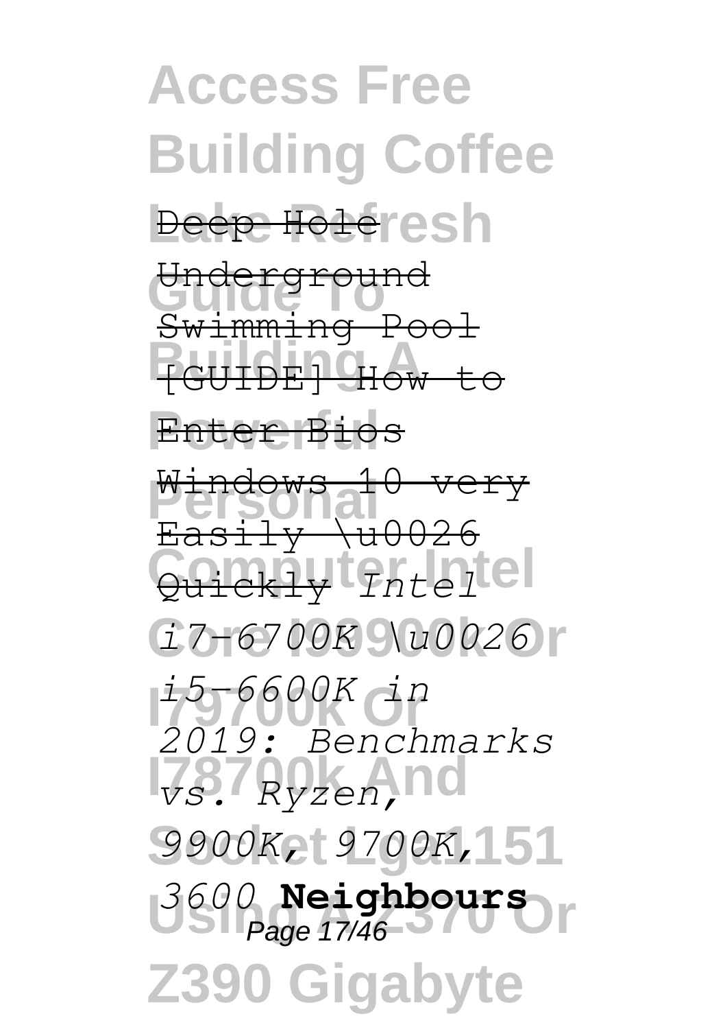~~Deep Hole~~

~~Underground Swimming Pool~~

~~[GUIDE] How to Enter Bios Windows 10 very Easily \u0026 Quickly~~ *Intel i7-6700K \u0026 i5-6600K in 2019: Benchmarks vs. Ryzen, 9900K, 9700K, 3600* **Neighbours**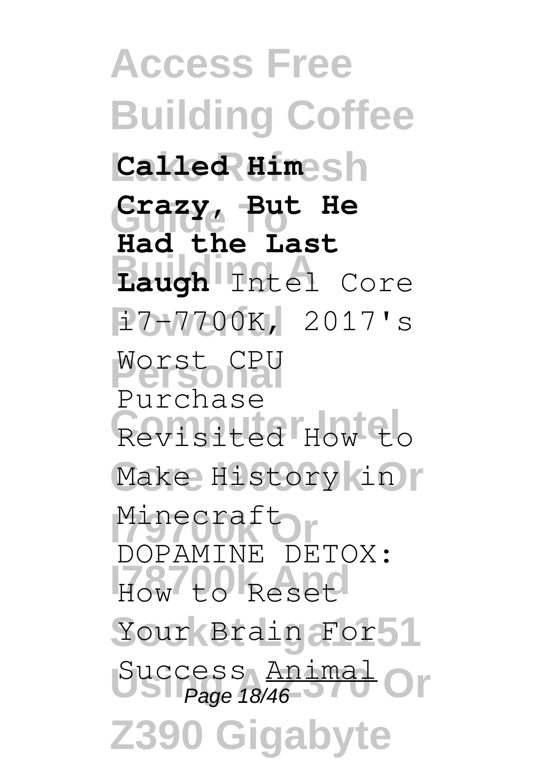**Called Him Crazy, But He Had the Last Laugh** Intel Core i7-7700K, 2017's Worst CPU Purchase Revisited How to Make History in Minecraft DOPAMINE DETOX: How to Reset Your Brain For Success Animal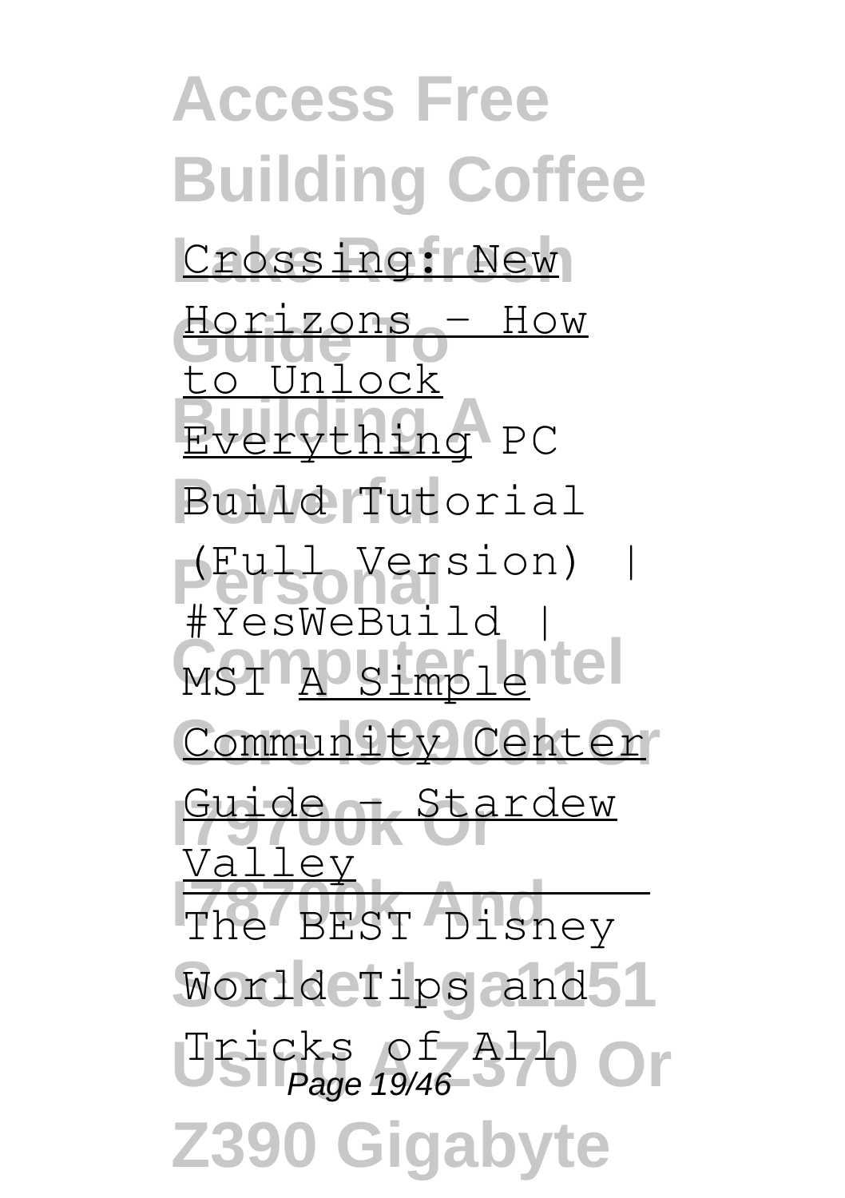Crossing: New Horizons - How to Unlock Everything PC Build Tutorial (Full Version) | #YesWeBuild | MSI A Simple Community Center Guide - Stardew Valley

The BEST Disney World Tips and Tricks of All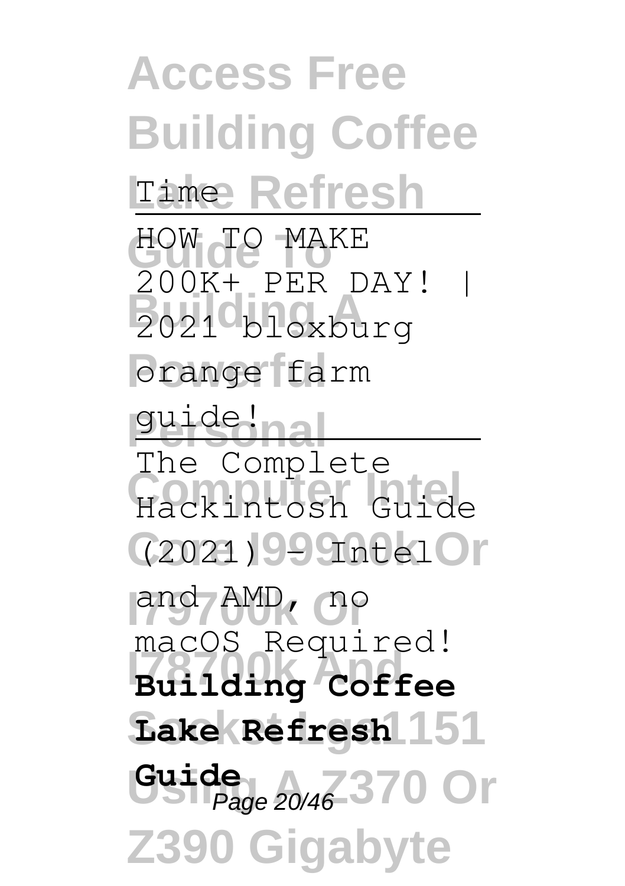Time

HOW TO MAKE 200K+ PER DAY! | 2021 bloxburg orange farm guide!

The Complete Hackintosh Guide (2021) - Intel and AMD, no macOS Required!

**Building Coffee Lake Refresh Guide**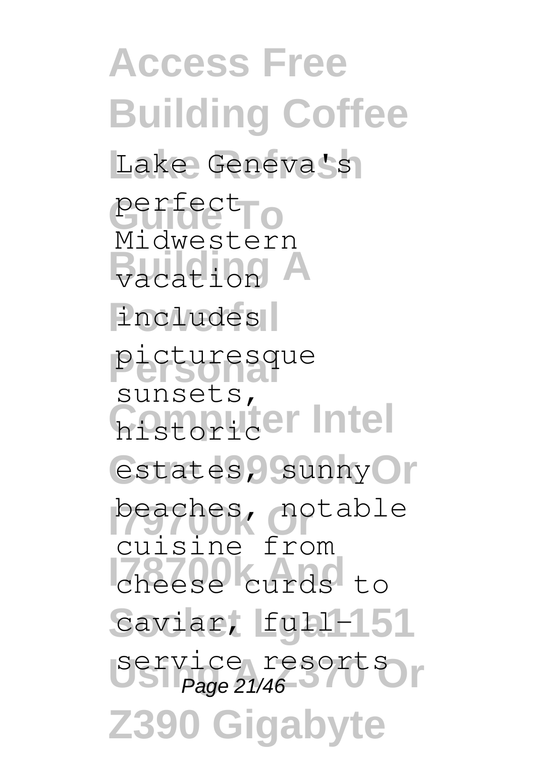Lake Geneva's perfect Midwestern vacation includes picturesque sunsets, historic estates, sunny beaches, notable cuisine from cheese curds to caviar, full-service resorts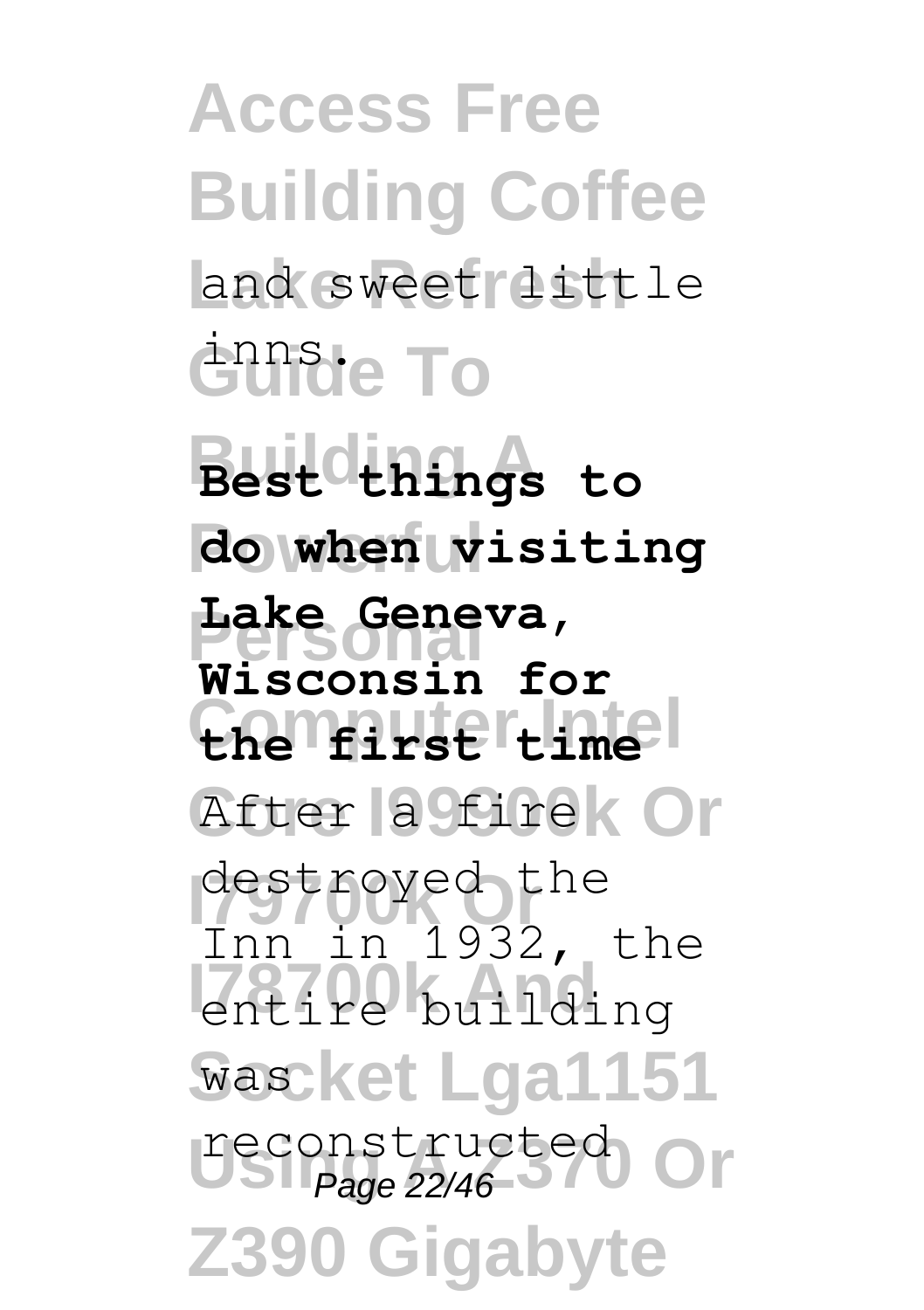and sweet little inns.

**Best things to do when visiting Lake Geneva, Wisconsin for the first time**

After a fire destroyed the Inn in 1932, the entire building was reconstructed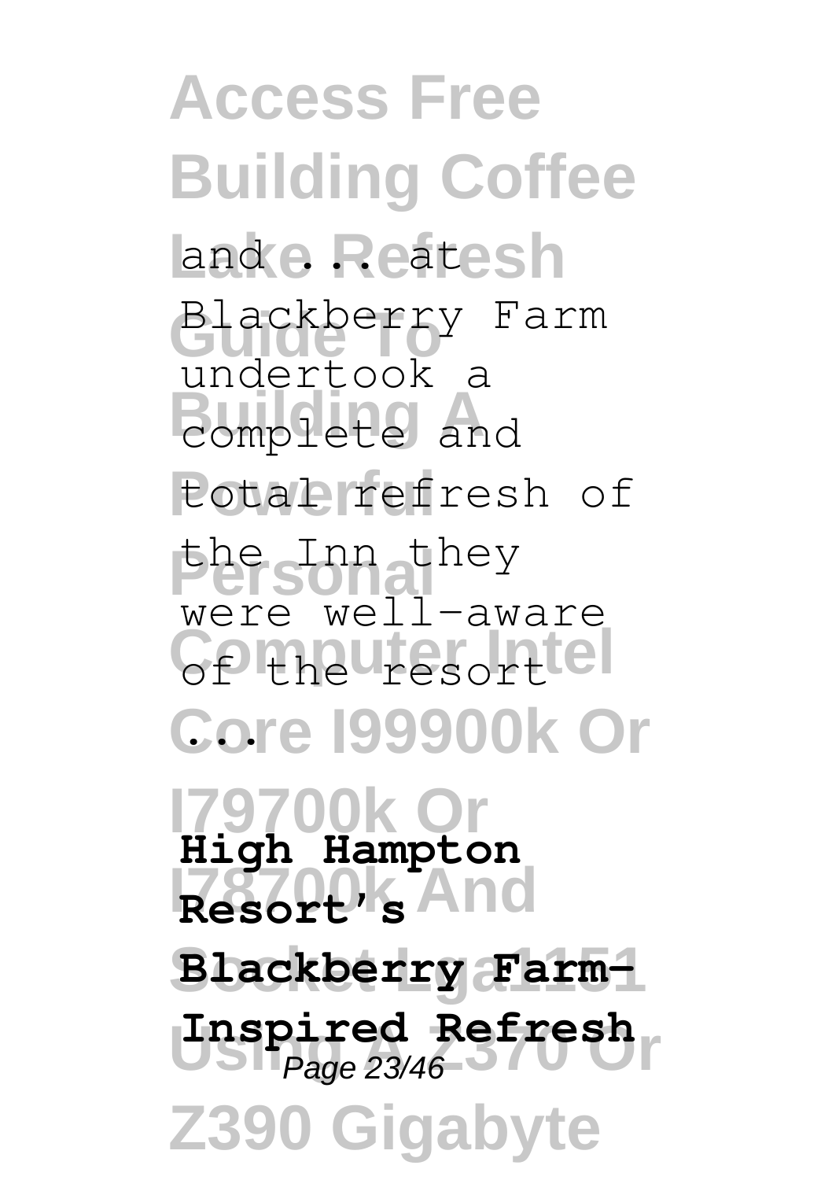and ... at Blackberry Farm undertook a complete and total refresh of the Inn they were well-aware of the resort ...

**High Hampton Resort's Blackberry Farm-Inspired Refresh**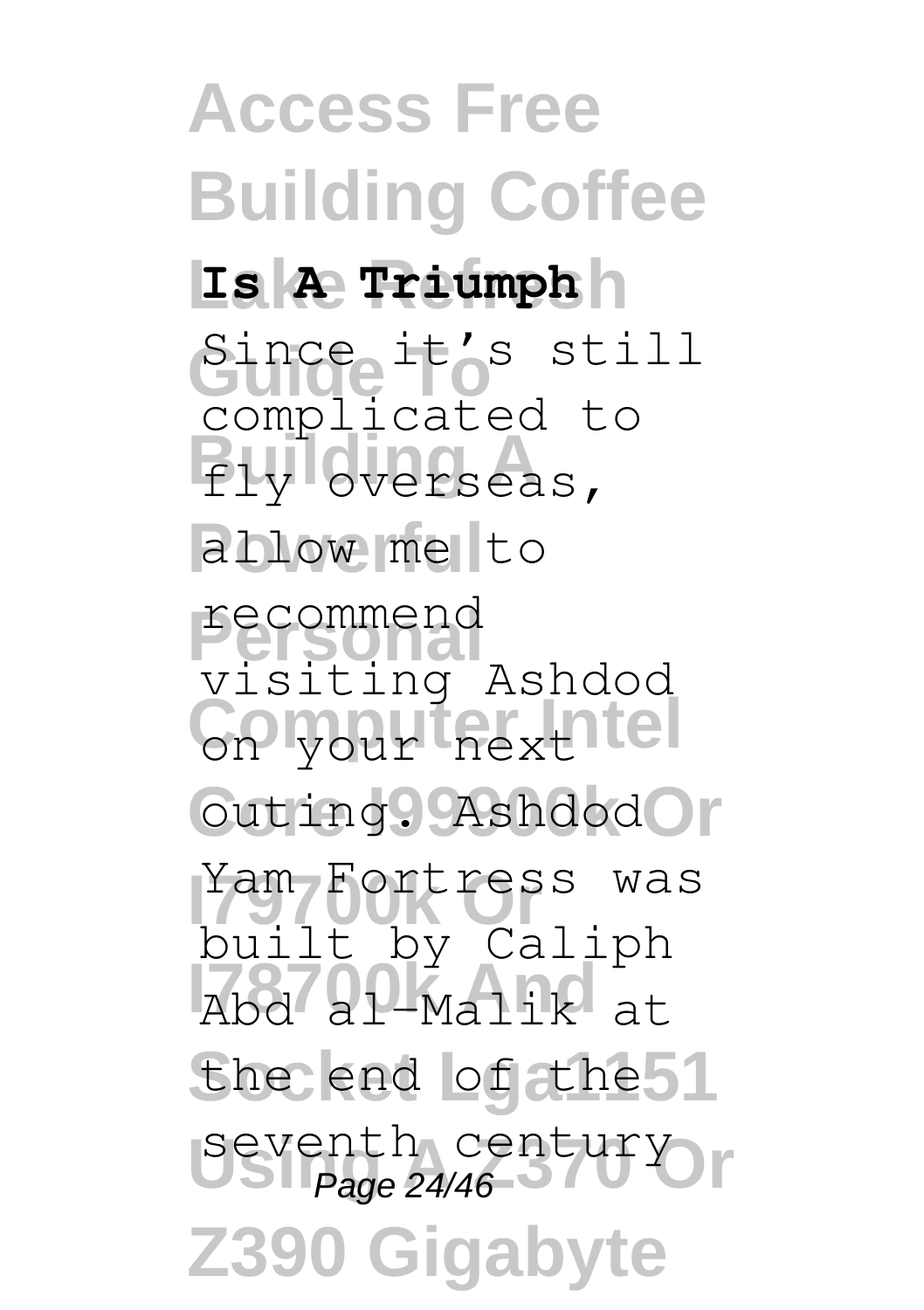**Is A Triumph**

Since it's still complicated to fly overseas, allow me to recommend visiting Ashdod on your next outing. Ashdod Yam Fortress was built by Caliph Abd al-Malik at the end of the seventh century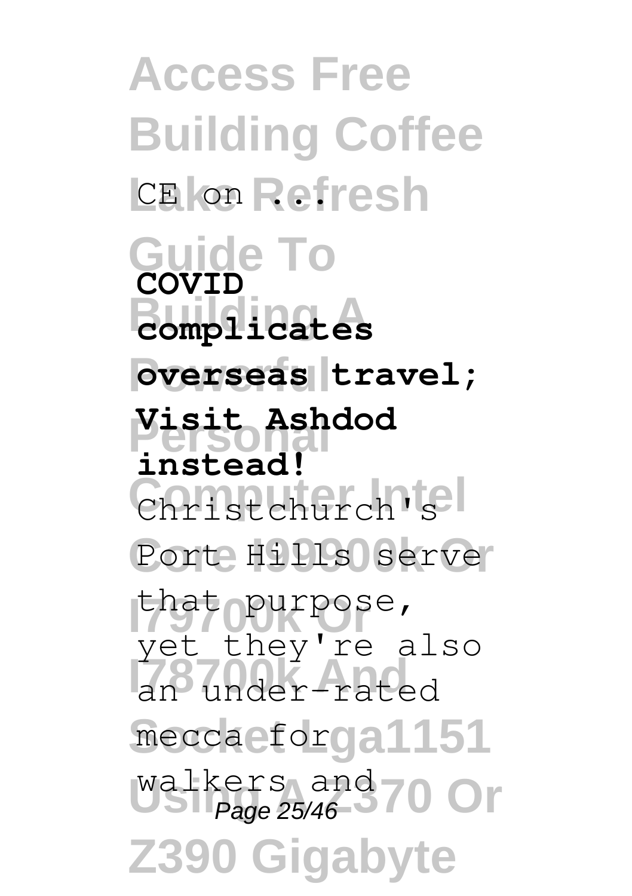CE on ...

**COVID complicates overseas travel; Visit Ashdod instead!**

Christchurch's Port Hills serve that purpose, yet they're also an under-rated mecca for walkers and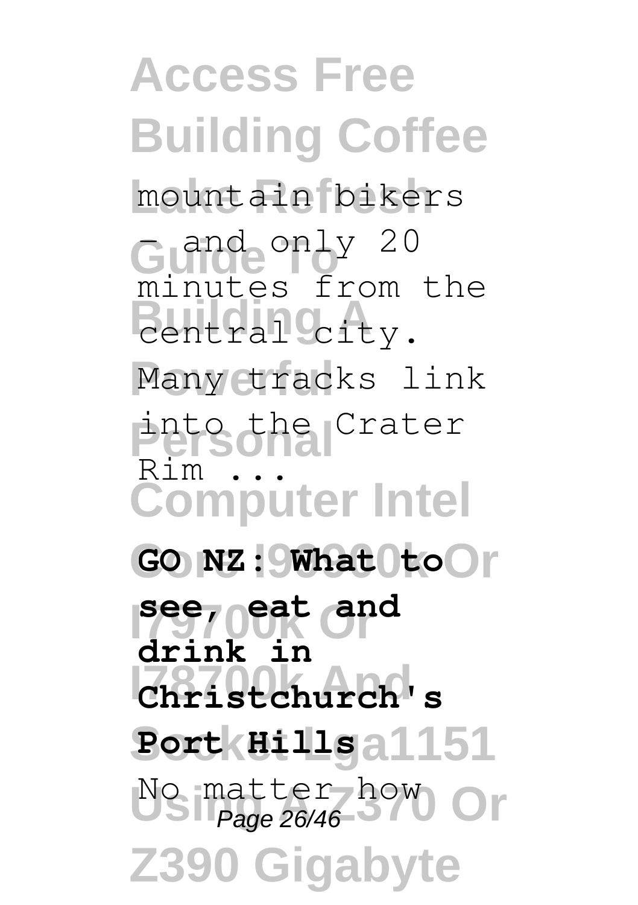mountain bikers – and only 20 minutes from the central city. Many tracks link into the Crater Rim ...

**GO NZ: What to see, eat and drink in Christchurch's Port Hills**

No matter how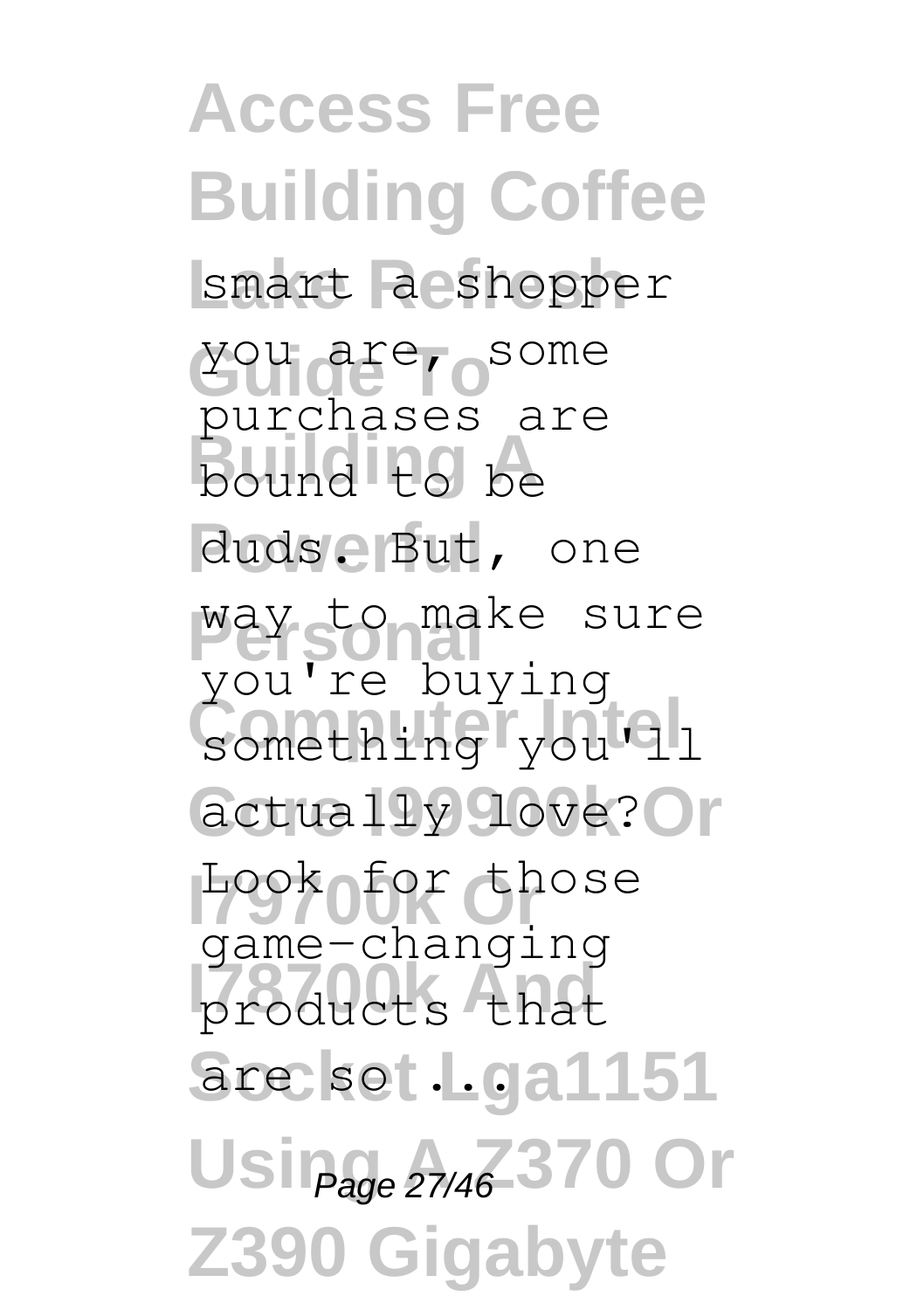smart a shopper you are, some purchases are bound to be duds. But, one way to make sure you're buying something you'll actually love? Look for those game-changing products that are so ...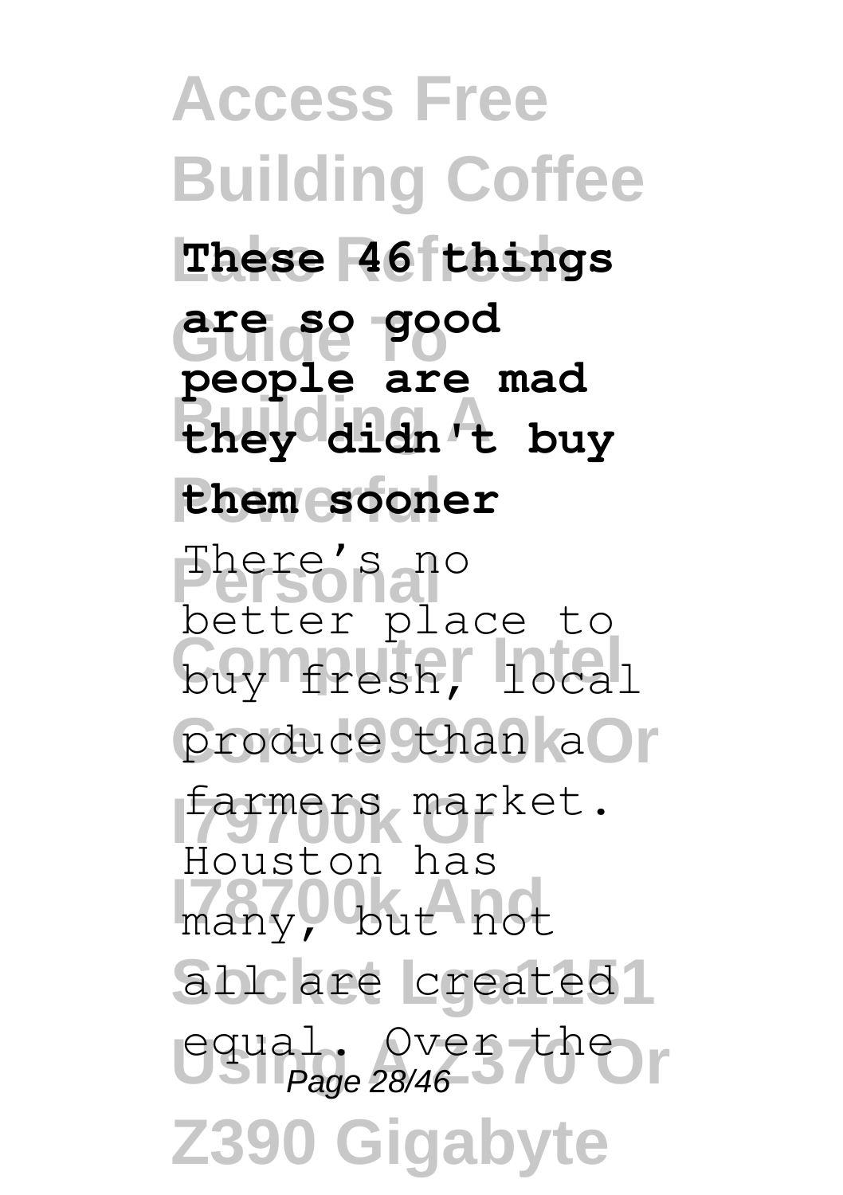**These 46 things are so good people are mad they didn't buy them sooner**

There's no better place to buy fresh, local produce than a farmers market. Houston has many, but not all are created equal. Over the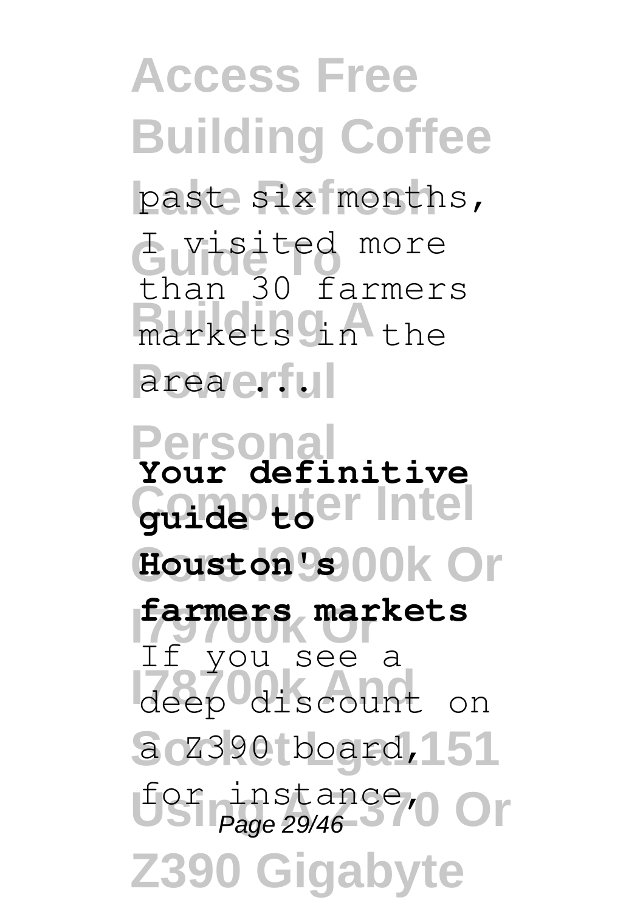past six months, I visited more than 30 farmers markets in the area ...

**Your definitive guide to Houston's farmers markets**

If you see a deep discount on a Z390 board, for instance,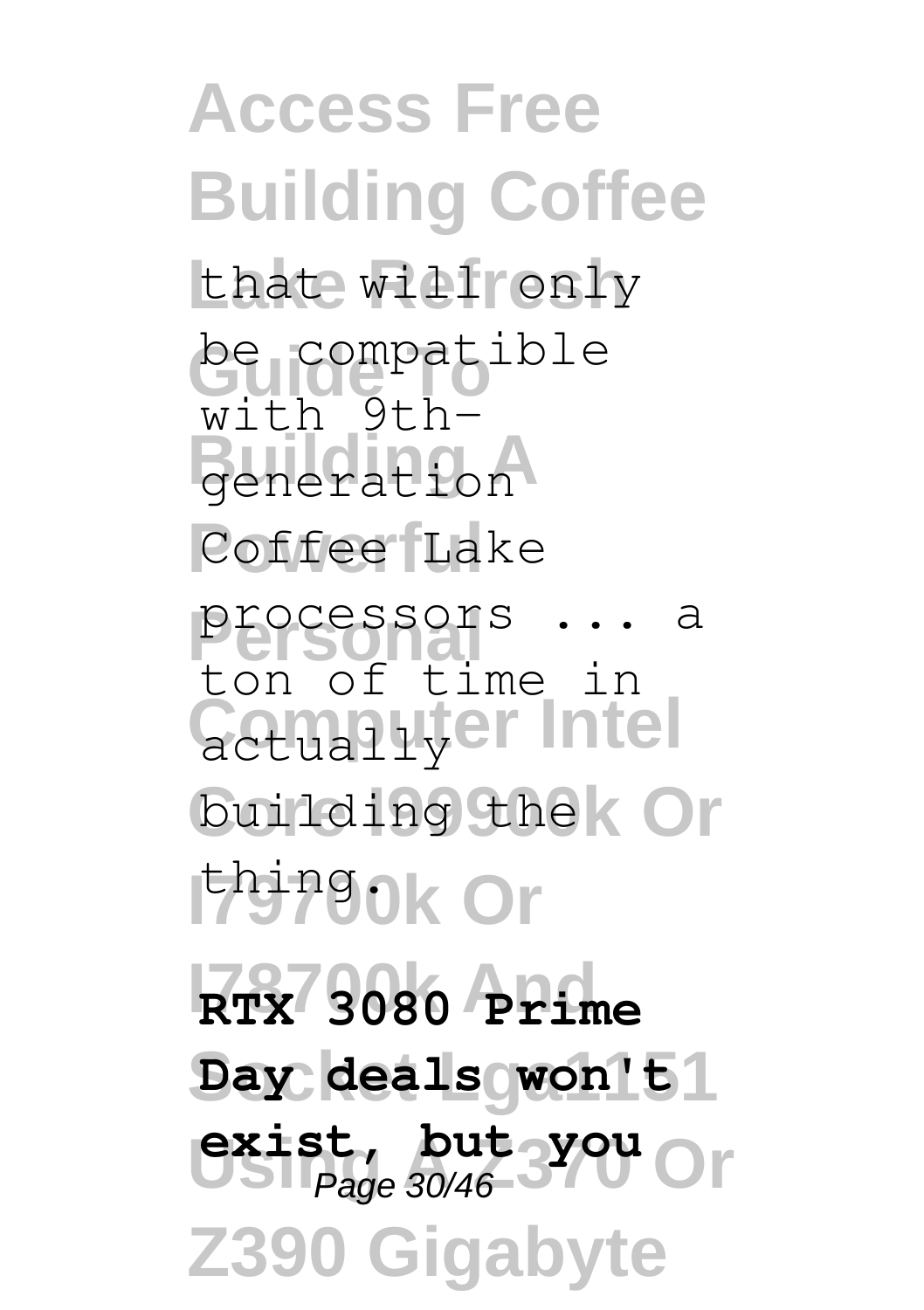that will only be compatible with 9th-generation Coffee Lake processors ... a ton of time in actually building the thing.

**RTX 3080 Prime Day deals won't exist, but you**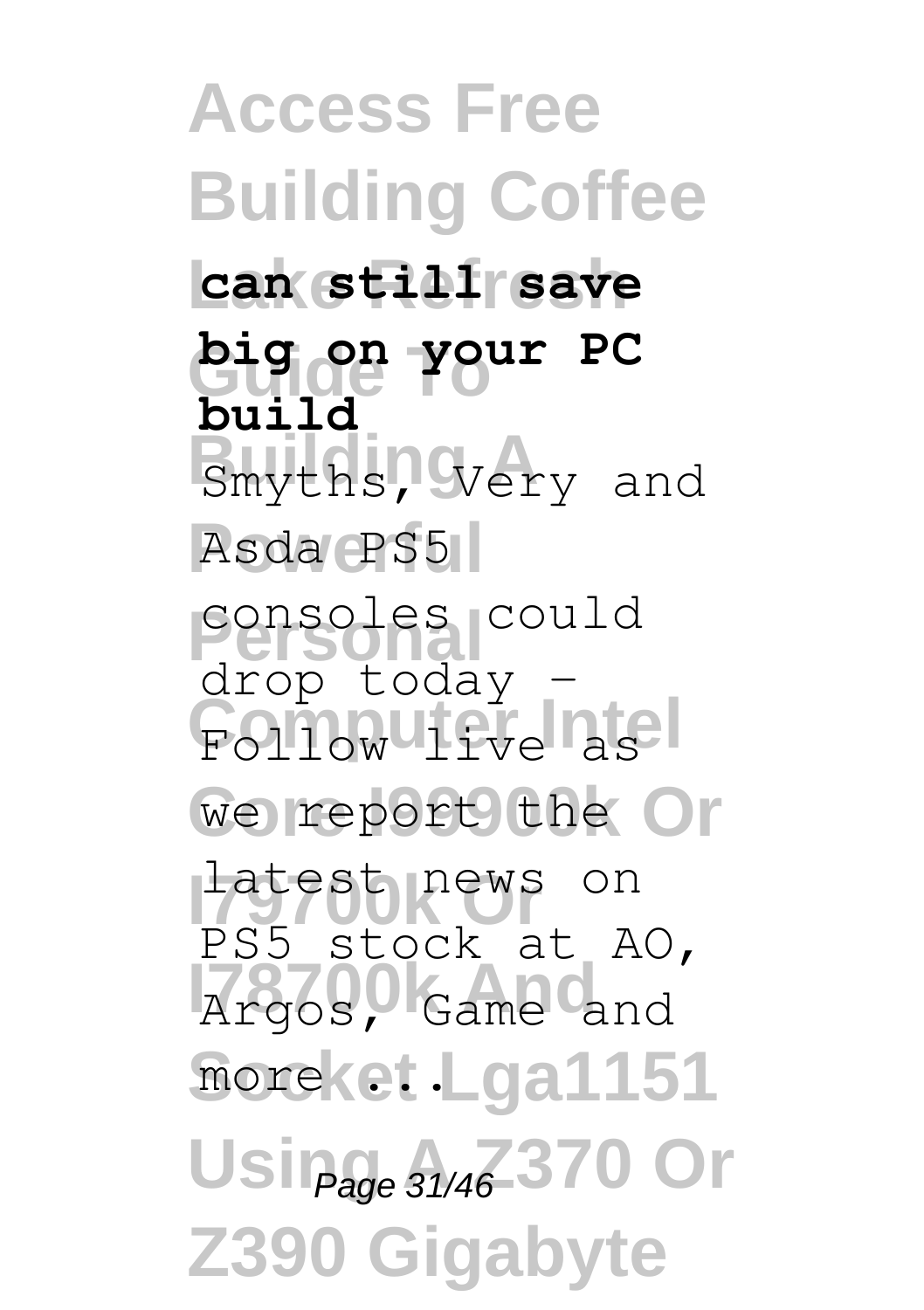**can still save big on your PC build**

Smyths, Very and Asda PS5 consoles could drop today - Follow live as we report the latest news on PS5 stock at AO, Argos, Game and more ...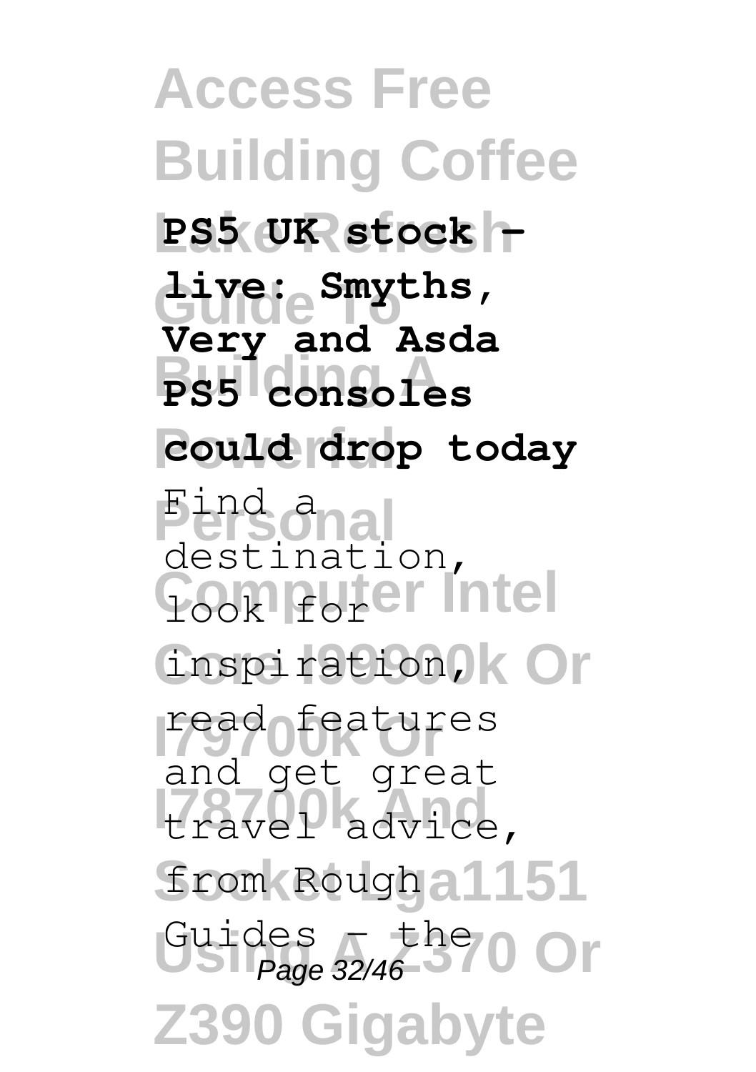**PS5 UK stock - live: Smyths, Very and Asda PS5 consoles could drop today**

Find a destination, look for inspiration, read features and get great travel advice, from Rough Guides - the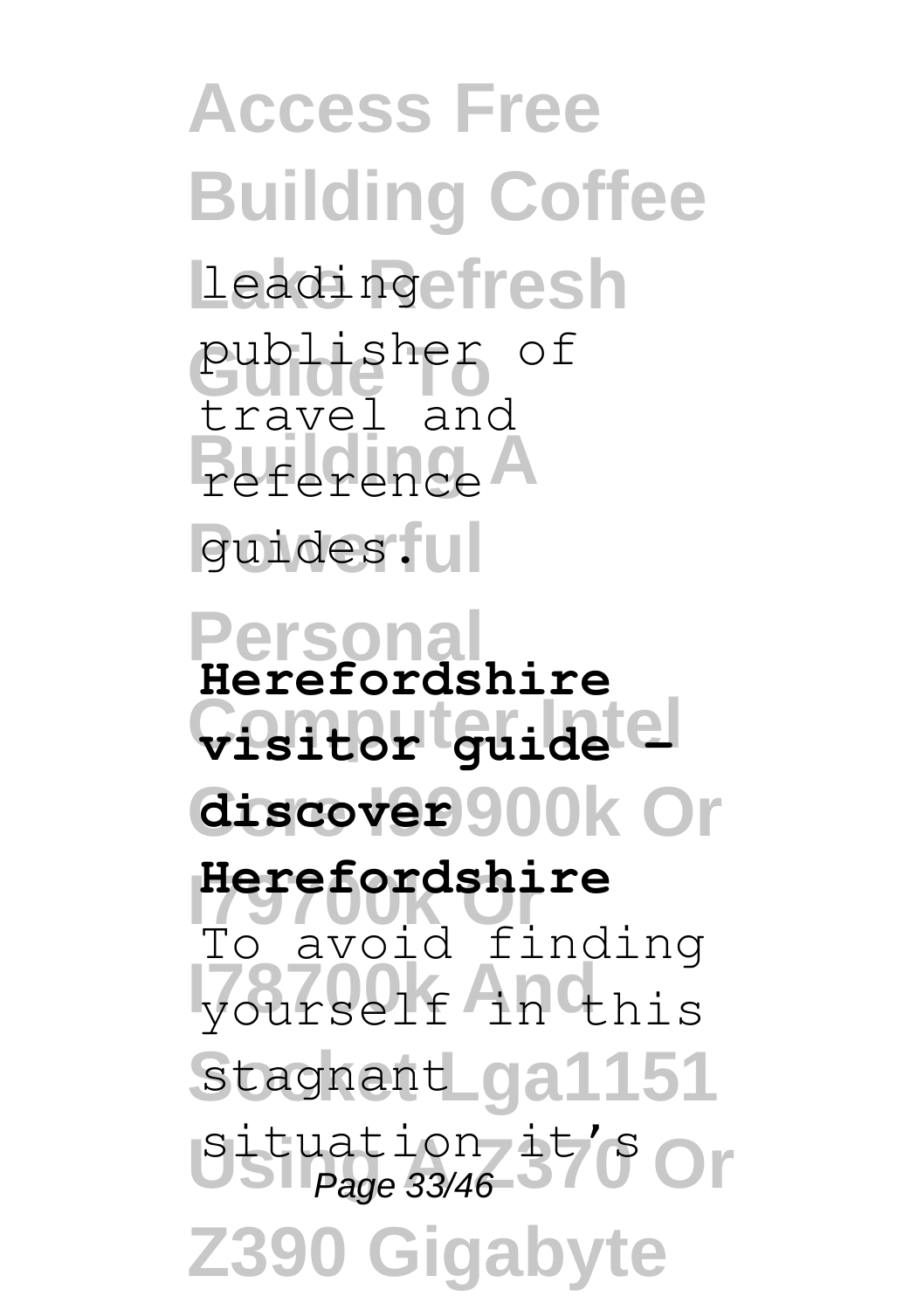leading publisher of travel and reference guides.

**Herefordshire visitor guide - discover Herefordshire**

To avoid finding yourself in this stagnant situation it's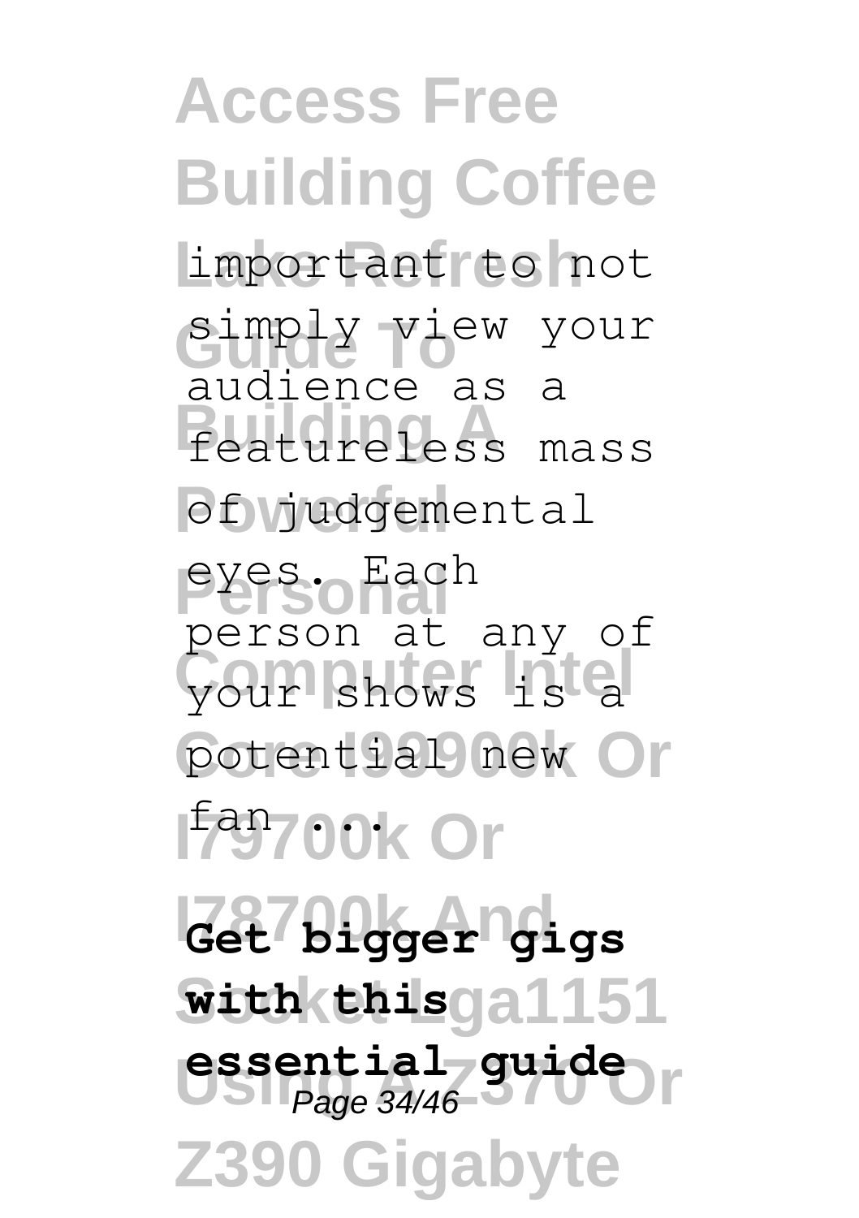important to not simply view your audience as a featureless mass of judgemental eyes. Each person at any of your shows is a potential new fan ...

**Get bigger gigs with this essential guide**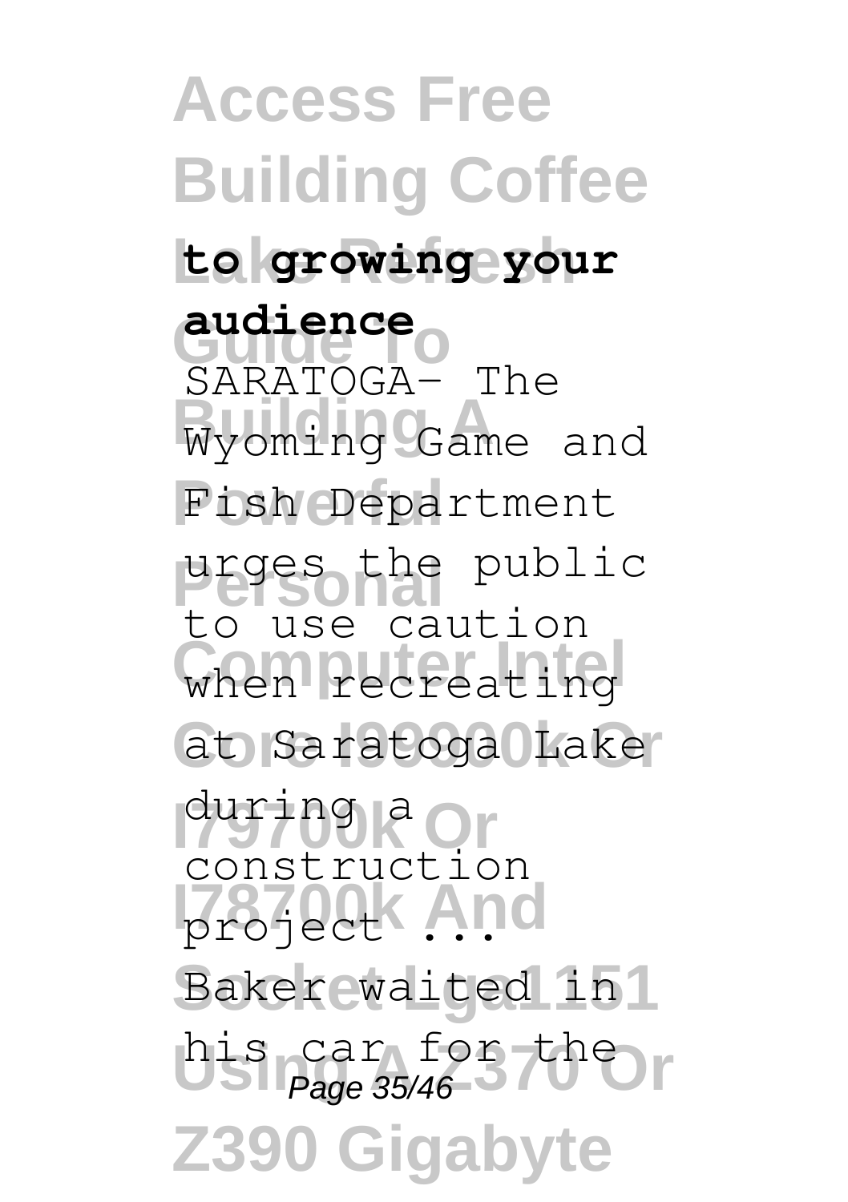**to growing your audience**

SARATOGA- The Wyoming Game and Fish Department urges the public to use caution when recreating at Saratoga Lake during a construction project ...

Baker waited in his car for the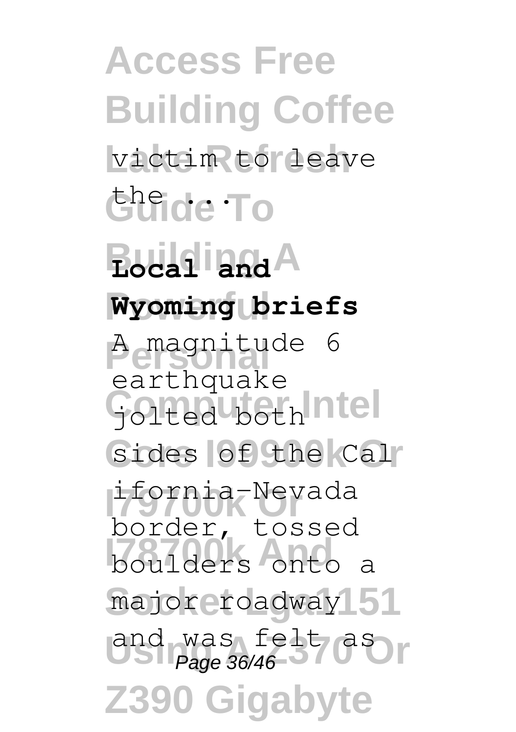victim to leave the ...

**Local and Wyoming briefs**

A magnitude 6 earthquake jolted both sides of the California-Nevada border, tossed boulders onto a major roadway and was felt as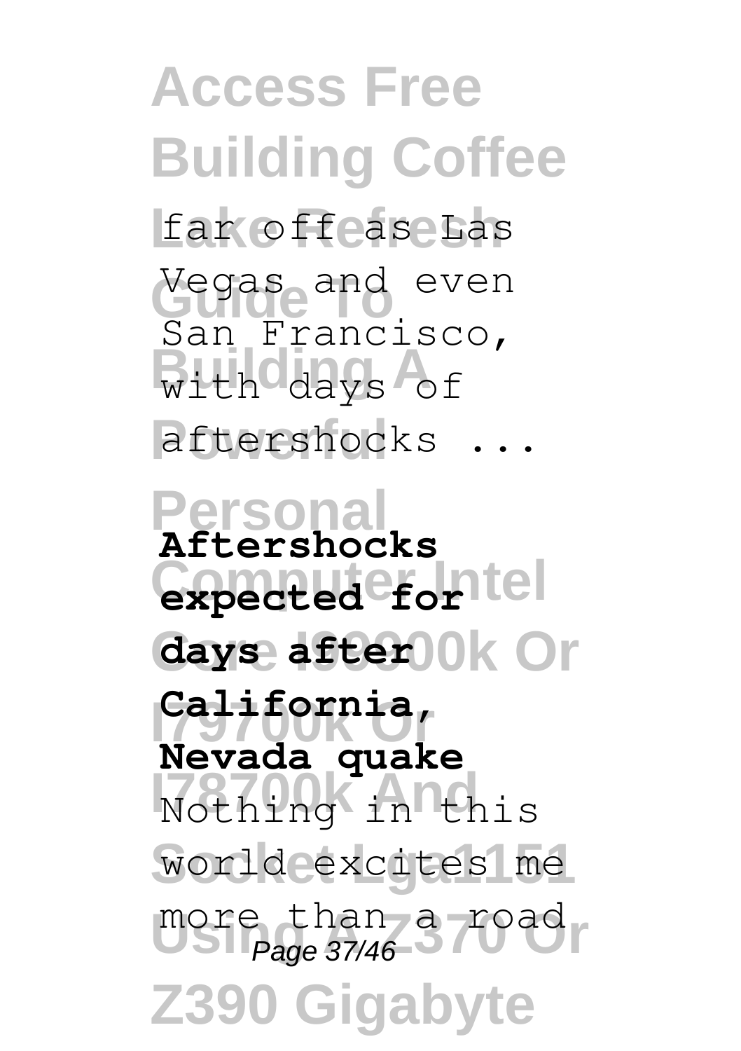far off as Las Vegas and even San Francisco, with days of aftershocks ...

**Aftershocks expected for days after California, Nevada quake**

Nothing in this world excites me more than a road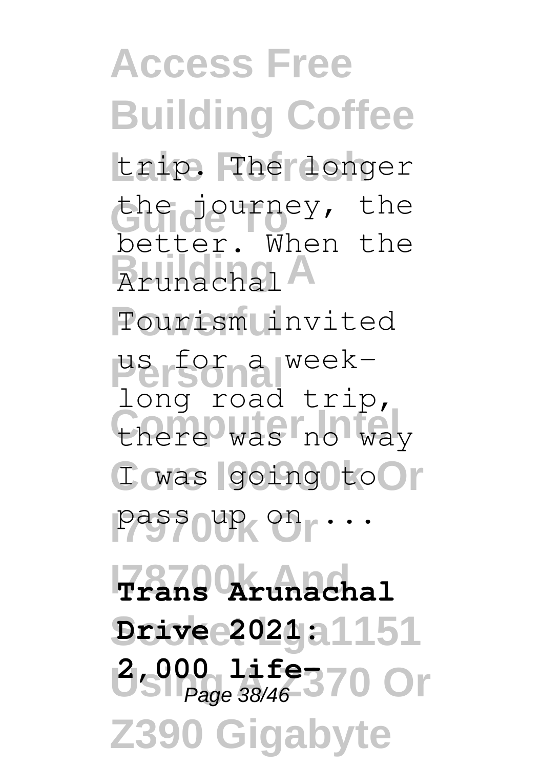trip. The longer the journey, the better. When the Arunachal Tourism invited us for a week-long road trip, there was no way I was going to pass up on ...

**Trans Arunachal Drive 2021: 2,000 life-**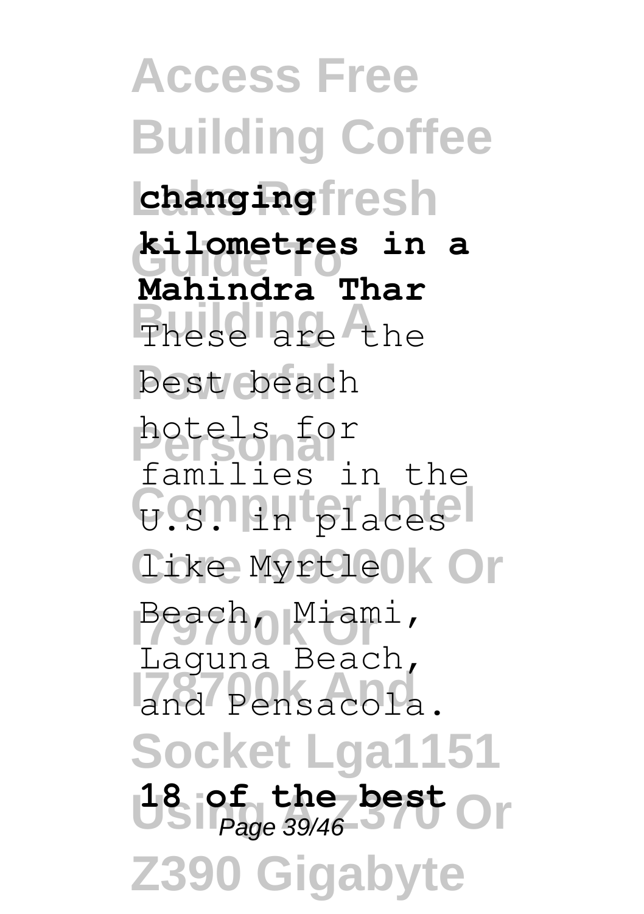**changing kilometres in a Mahindra Thar**

These are the best beach hotels for families in the U.S. in places like Myrtle Beach, Miami, Laguna Beach, and Pensacola.

**18 of the best**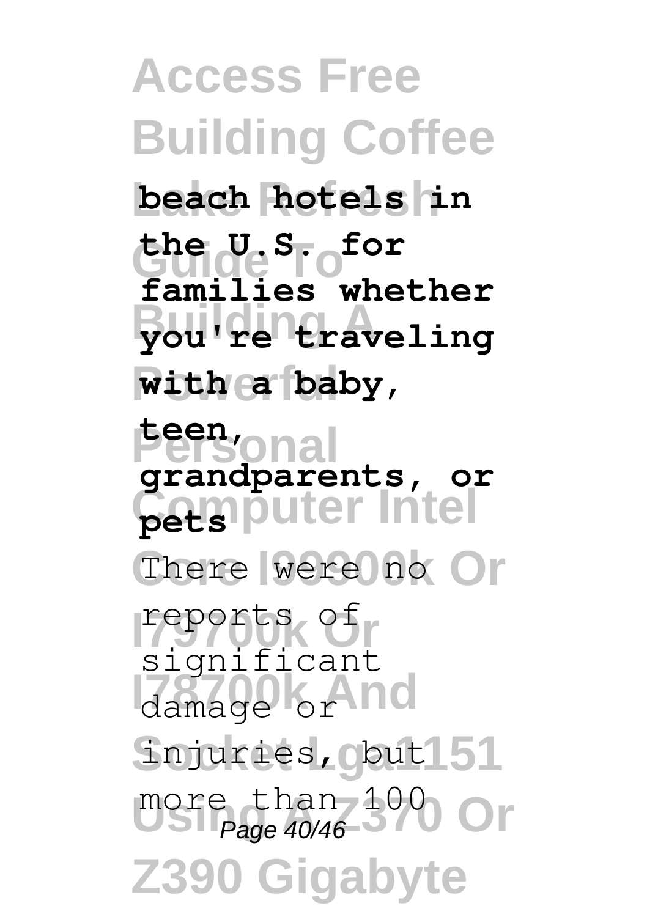**beach hotels in the U.S. for families whether you're traveling with a baby, teen, grandparents, or pets**

There were no reports of significant damage or injuries, but more than 100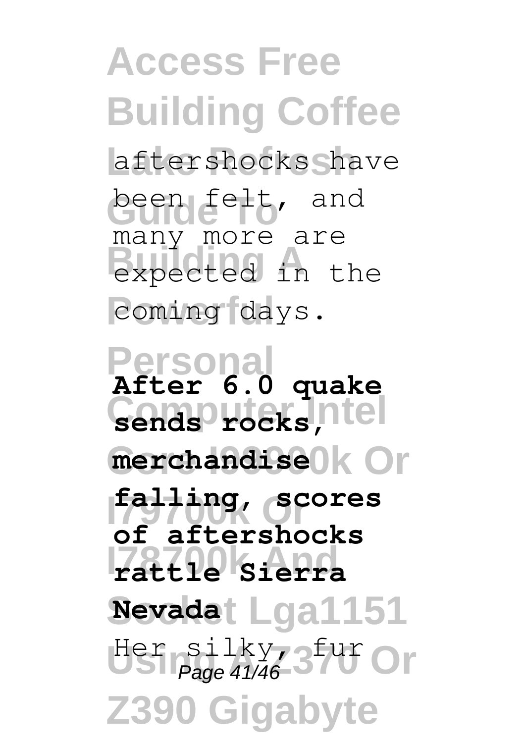aftershocks have been felt, and many more are expected in the coming days.

**After 6.0 quake sends rocks, merchandise falling, scores of aftershocks rattle Sierra Nevada**

Her silky, fur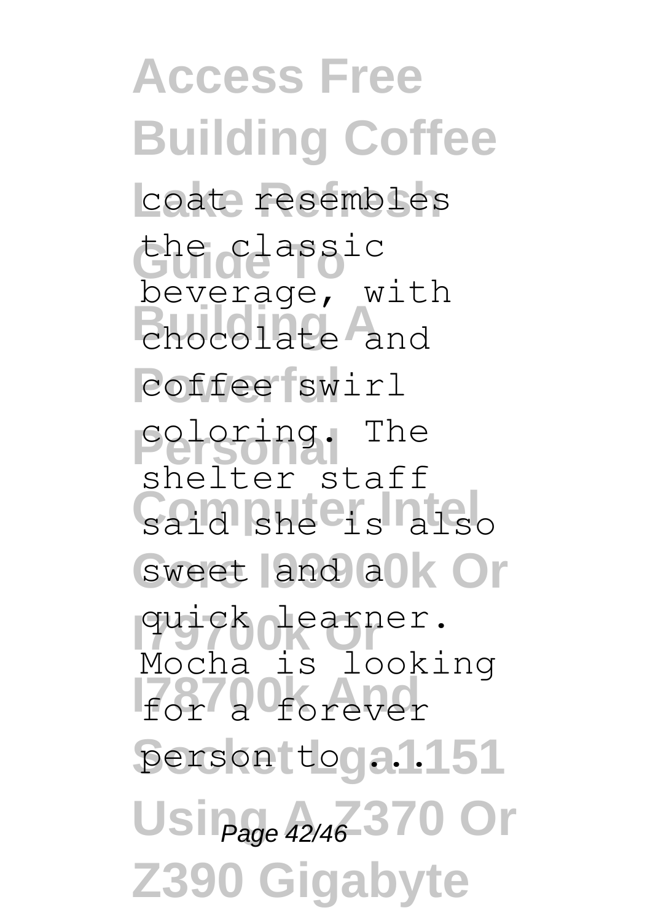coat resembles the classic beverage, with chocolate and coffee swirl coloring. The shelter staff said she is also sweet and a quick learner. Mocha is looking for a forever person to ...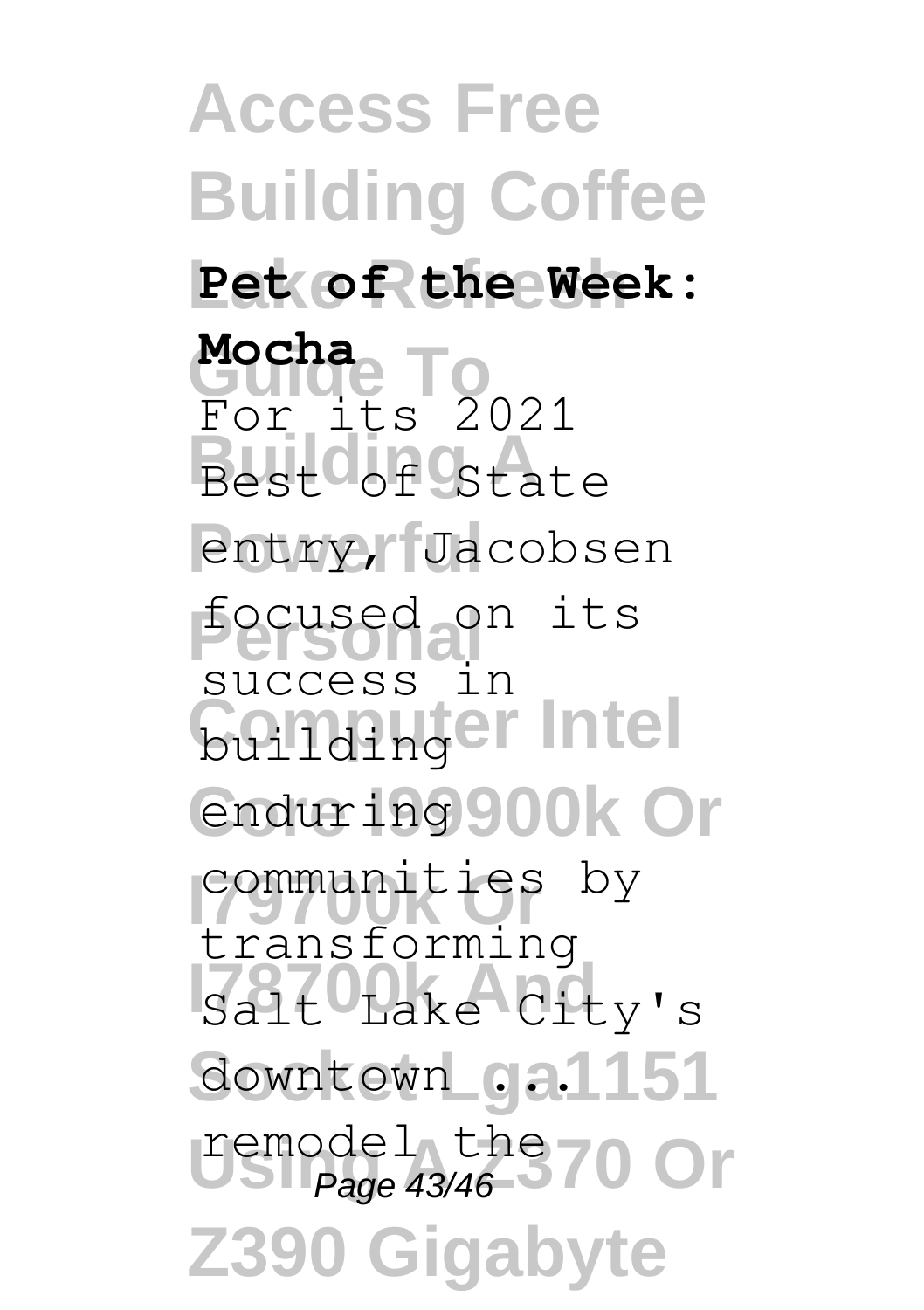**Pet of the Week: Mocha**

For its 2021 Best of State entry, Jacobsen focused on its success in building enduring communities by transforming Salt Lake City's downtown ...

remodel the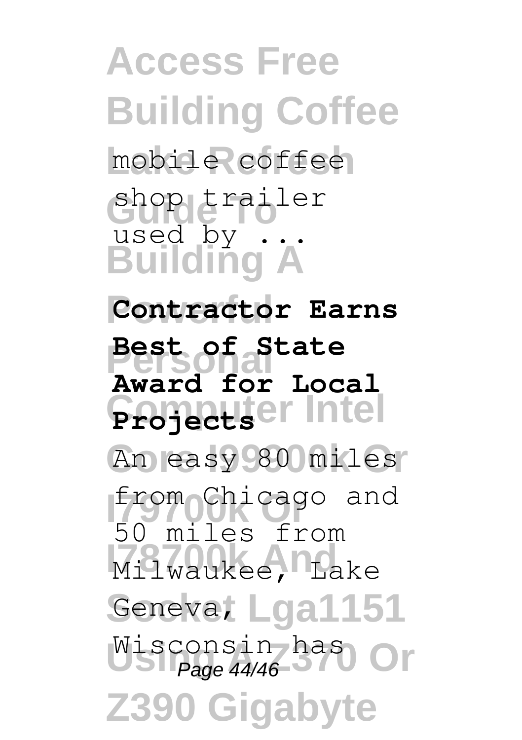mobile coffee shop trailer used by ...

**Contractor Earns Best of State Award for Local Projects**

An easy 80 miles from Chicago and 50 miles from Milwaukee, Lake Geneva, Wisconsin has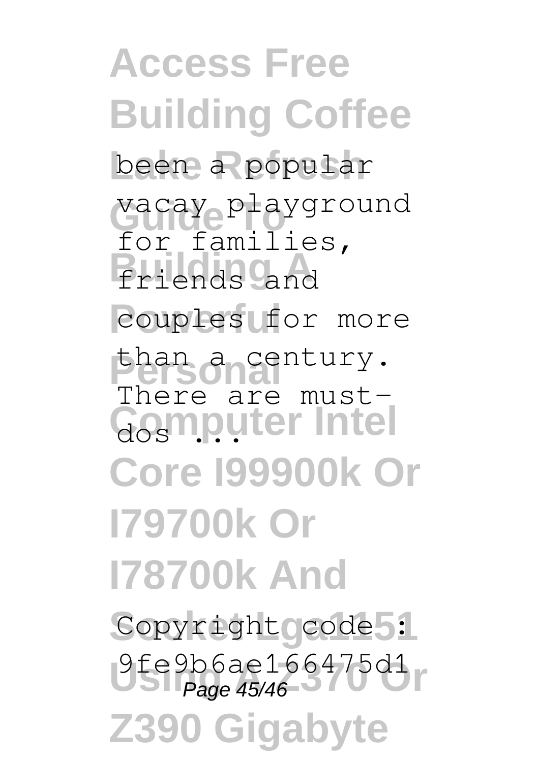been a popular vacay playground for families, friends and couples for more than a century. There are must-dos ...

Copyright code : 9fe9b6ae166475d1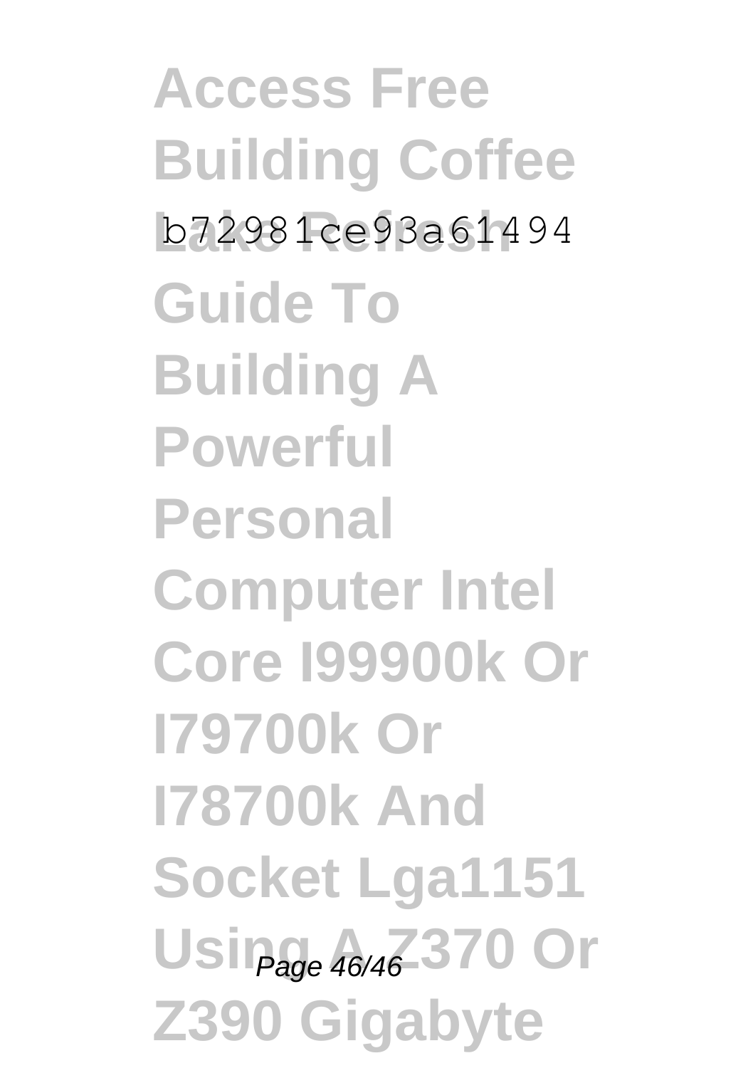b72981ce93a61494